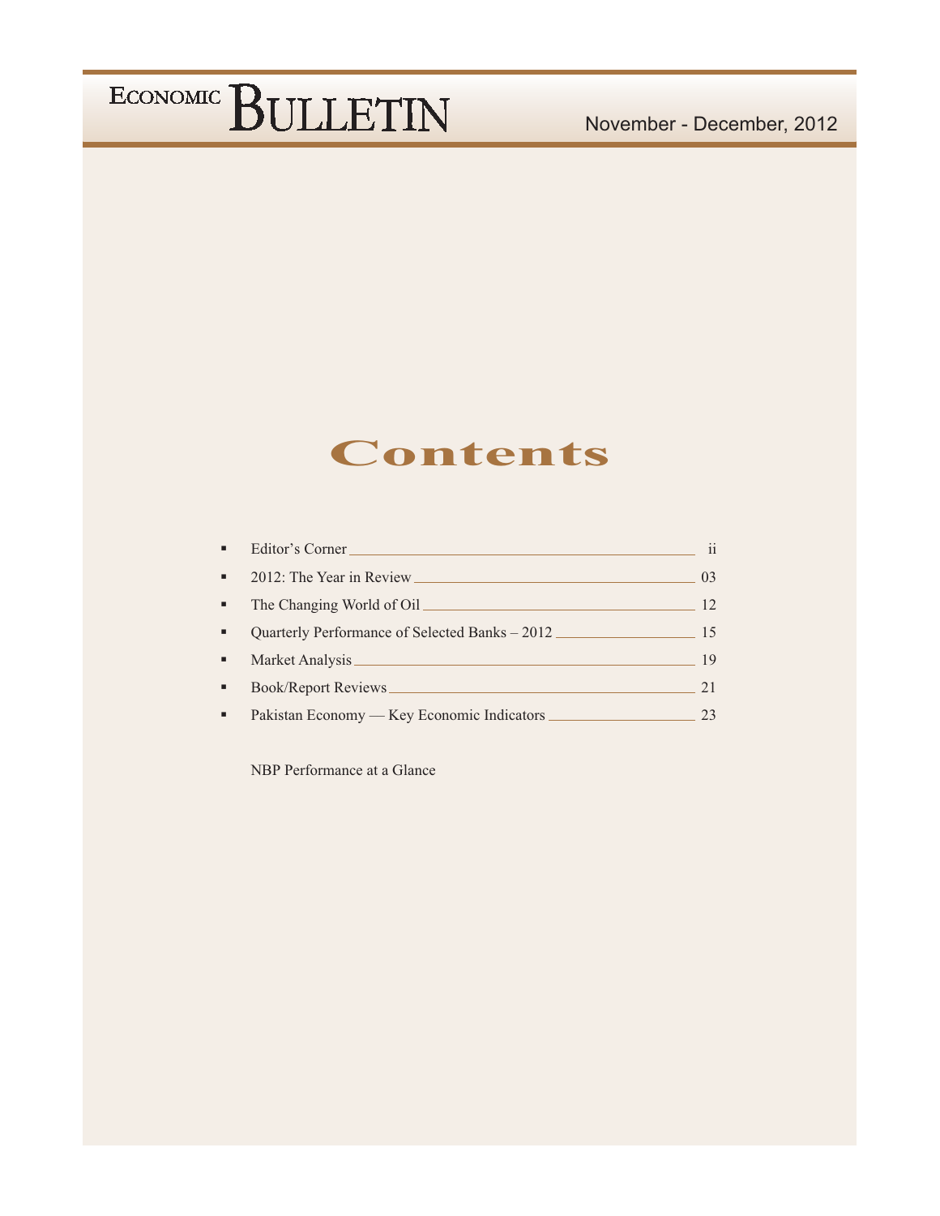# Contents

- Editor's Corner ______ ii
- 2012: The Year in Review ______ 03
- The Changing World of Oil ______ 12
- Quarterly Performance of Selected Banks – 2012 ______ 15
- Market Analysis ______ 19
- Book/Report Reviews ______ 21
- Pakistan Economy — Key Economic Indicators ______ 23

NBP Performance at a Glance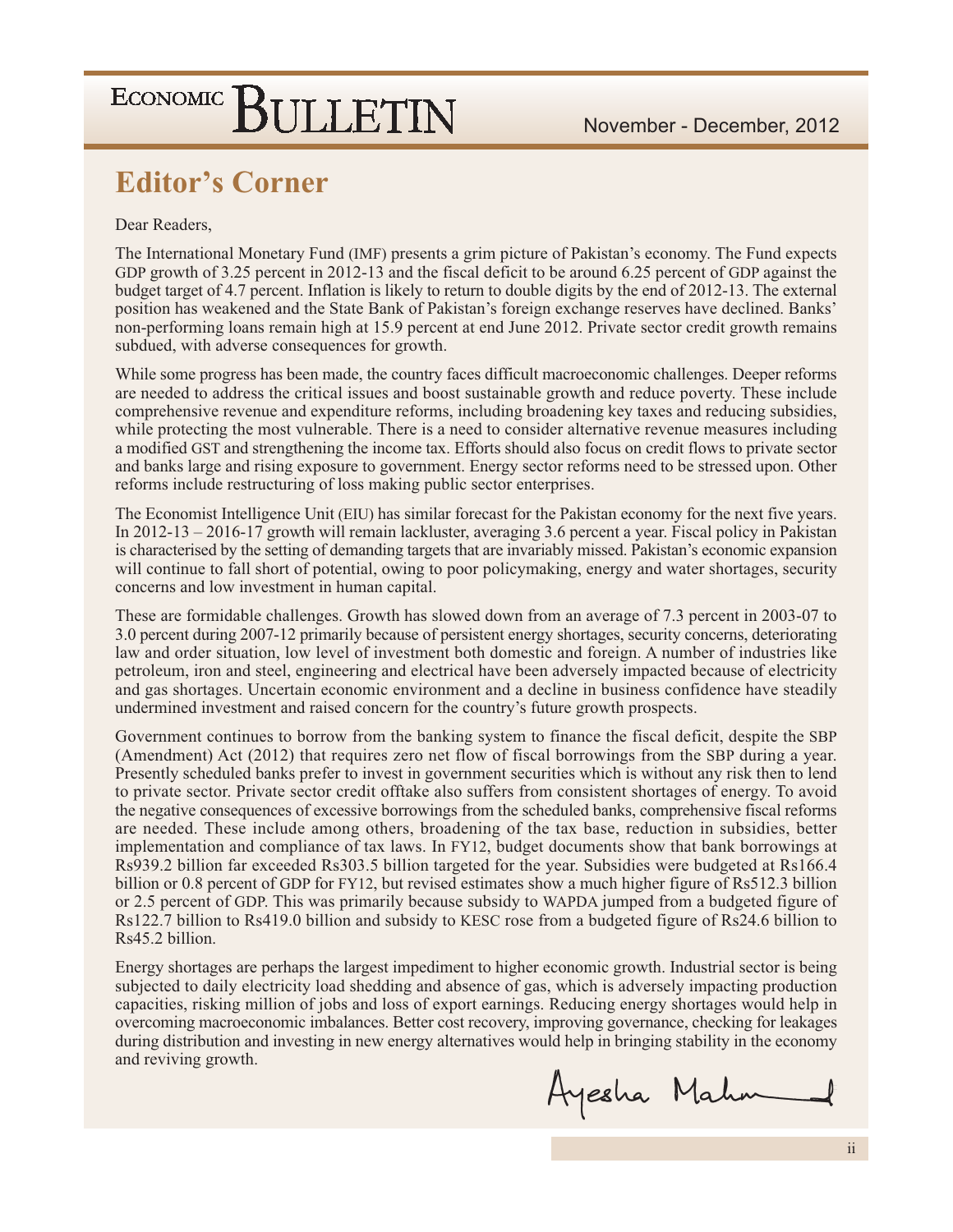## Editor's Corner

Dear Readers,

The International Monetary Fund (IMF) presents a grim picture of Pakistan's economy. The Fund expects GDP growth of 3.25 percent in 2012-13 and the fiscal deficit to be around 6.25 percent of GDP against the budget target of 4.7 percent. Inflation is likely to return to double digits by the end of 2012-13. The external position has weakened and the State Bank of Pakistan's foreign exchange reserves have declined. Banks' non-performing loans remain high at 15.9 percent at end June 2012. Private sector credit growth remains subdued, with adverse consequences for growth.

While some progress has been made, the country faces difficult macroeconomic challenges. Deeper reforms are needed to address the critical issues and boost sustainable growth and reduce poverty. These include comprehensive revenue and expenditure reforms, including broadening key taxes and reducing subsidies, while protecting the most vulnerable. There is a need to consider alternative revenue measures including a modified GST and strengthening the income tax. Efforts should also focus on credit flows to private sector and banks large and rising exposure to government. Energy sector reforms need to be stressed upon. Other reforms include restructuring of loss making public sector enterprises.

The Economist Intelligence Unit (EIU) has similar forecast for the Pakistan economy for the next five years. In 2012-13 – 2016-17 growth will remain lackluster, averaging 3.6 percent a year. Fiscal policy in Pakistan is characterised by the setting of demanding targets that are invariably missed. Pakistan's economic expansion will continue to fall short of potential, owing to poor policymaking, energy and water shortages, security concerns and low investment in human capital.

These are formidable challenges. Growth has slowed down from an average of 7.3 percent in 2003-07 to 3.0 percent during 2007-12 primarily because of persistent energy shortages, security concerns, deteriorating law and order situation, low level of investment both domestic and foreign. A number of industries like petroleum, iron and steel, engineering and electrical have been adversely impacted because of electricity and gas shortages. Uncertain economic environment and a decline in business confidence have steadily undermined investment and raised concern for the country's future growth prospects.

Government continues to borrow from the banking system to finance the fiscal deficit, despite the SBP (Amendment) Act (2012) that requires zero net flow of fiscal borrowings from the SBP during a year. Presently scheduled banks prefer to invest in government securities which is without any risk then to lend to private sector. Private sector credit offtake also suffers from consistent shortages of energy. To avoid the negative consequences of excessive borrowings from the scheduled banks, comprehensive fiscal reforms are needed. These include among others, broadening of the tax base, reduction in subsidies, better implementation and compliance of tax laws. In FY12, budget documents show that bank borrowings at Rs939.2 billion far exceeded Rs303.5 billion targeted for the year. Subsidies were budgeted at Rs166.4 billion or 0.8 percent of GDP for FY12, but revised estimates show a much higher figure of Rs512.3 billion or 2.5 percent of GDP. This was primarily because subsidy to WAPDA jumped from a budgeted figure of Rs122.7 billion to Rs419.0 billion and subsidy to KESC rose from a budgeted figure of Rs24.6 billion to Rs45.2 billion.

Energy shortages are perhaps the largest impediment to higher economic growth. Industrial sector is being subjected to daily electricity load shedding and absence of gas, which is adversely impacting production capacities, risking million of jobs and loss of export earnings. Reducing energy shortages would help in overcoming macroeconomic imbalances. Better cost recovery, improving governance, checking for leakages during distribution and investing in new energy alternatives would help in bringing stability in the economy and reviving growth.

Ayesha Mahmood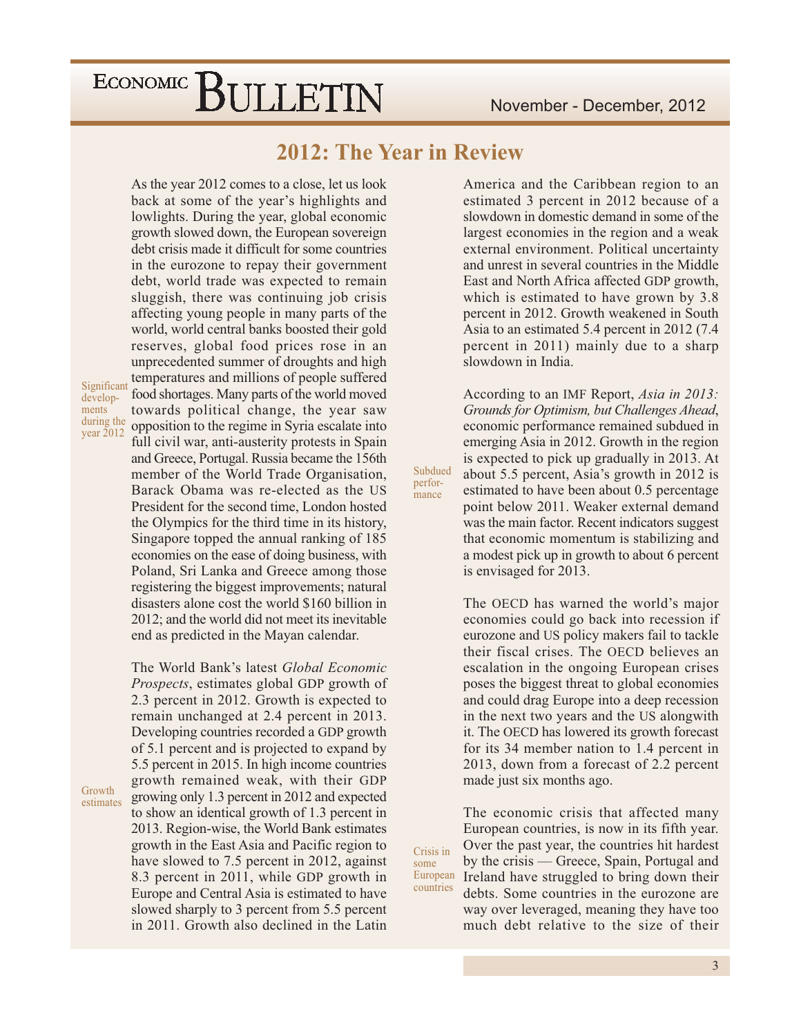# 2012: The Year in Review

Significant developments during the year 2012

As the year 2012 comes to a close, let us look back at some of the year's highlights and lowlights. During the year, global economic growth slowed down, the European sovereign debt crisis made it difficult for some countries in the eurozone to repay their government debt, world trade was expected to remain sluggish, there was continuing job crisis affecting young people in many parts of the world, world central banks boosted their gold reserves, global food prices rose in an unprecedented summer of droughts and high temperatures and millions of people suffered food shortages. Many parts of the world moved towards political change, the year saw opposition to the regime in Syria escalate into full civil war, anti-austerity protests in Spain and Greece, Portugal. Russia became the 156th member of the World Trade Organisation, Barack Obama was re-elected as the US President for the second time, London hosted the Olympics for the third time in its history, Singapore topped the annual ranking of 185 economies on the ease of doing business, with Poland, Sri Lanka and Greece among those registering the biggest improvements; natural disasters alone cost the world $160 billion in 2012; and the world did not meet its inevitable end as predicted in the Mayan calendar.

Growth estimates

The World Bank's latest *Global Economic Prospects*, estimates global GDP growth of 2.3 percent in 2012. Growth is expected to remain unchanged at 2.4 percent in 2013. Developing countries recorded a GDP growth of 5.1 percent and is projected to expand by 5.5 percent in 2015. In high income countries growth remained weak, with their GDP growing only 1.3 percent in 2012 and expected to show an identical growth of 1.3 percent in 2013. Region-wise, the World Bank estimates growth in the East Asia and Pacific region to have slowed to 7.5 percent in 2012, against 8.3 percent in 2011, while GDP growth in Europe and Central Asia is estimated to have slowed sharply to 3 percent from 5.5 percent in 2011. Growth also declined in the Latin America and the Caribbean region to an estimated 3 percent in 2012 because of a slowdown in domestic demand in some of the largest economies in the region and a weak external environment. Political uncertainty and unrest in several countries in the Middle East and North Africa affected GDP growth, which is estimated to have grown by 3.8 percent in 2012. Growth weakened in South Asia to an estimated 5.4 percent in 2012 (7.4 percent in 2011) mainly due to a sharp slowdown in India.

Subdued performance

According to an IMF Report, *Asia in 2013: Grounds for Optimism, but Challenges Ahead*, economic performance remained subdued in emerging Asia in 2012. Growth in the region is expected to pick up gradually in 2013. At about 5.5 percent, Asia's growth in 2012 is estimated to have been about 0.5 percentage point below 2011. Weaker external demand was the main factor. Recent indicators suggest that economic momentum is stabilizing and a modest pick up in growth to about 6 percent is envisaged for 2013.

The OECD has warned the world's major economies could go back into recession if eurozone and US policy makers fail to tackle their fiscal crises. The OECD believes an escalation in the ongoing European crises poses the biggest threat to global economies and could drag Europe into a deep recession in the next two years and the US alongwith it. The OECD has lowered its growth forecast for its 34 member nation to 1.4 percent in 2013, down from a forecast of 2.2 percent made just six months ago.

Crisis in some European countries

The economic crisis that affected many European countries, is now in its fifth year. Over the past year, the countries hit hardest by the crisis — Greece, Spain, Portugal and Ireland have struggled to bring down their debts. Some countries in the eurozone are way over leveraged, meaning they have too much debt relative to the size of their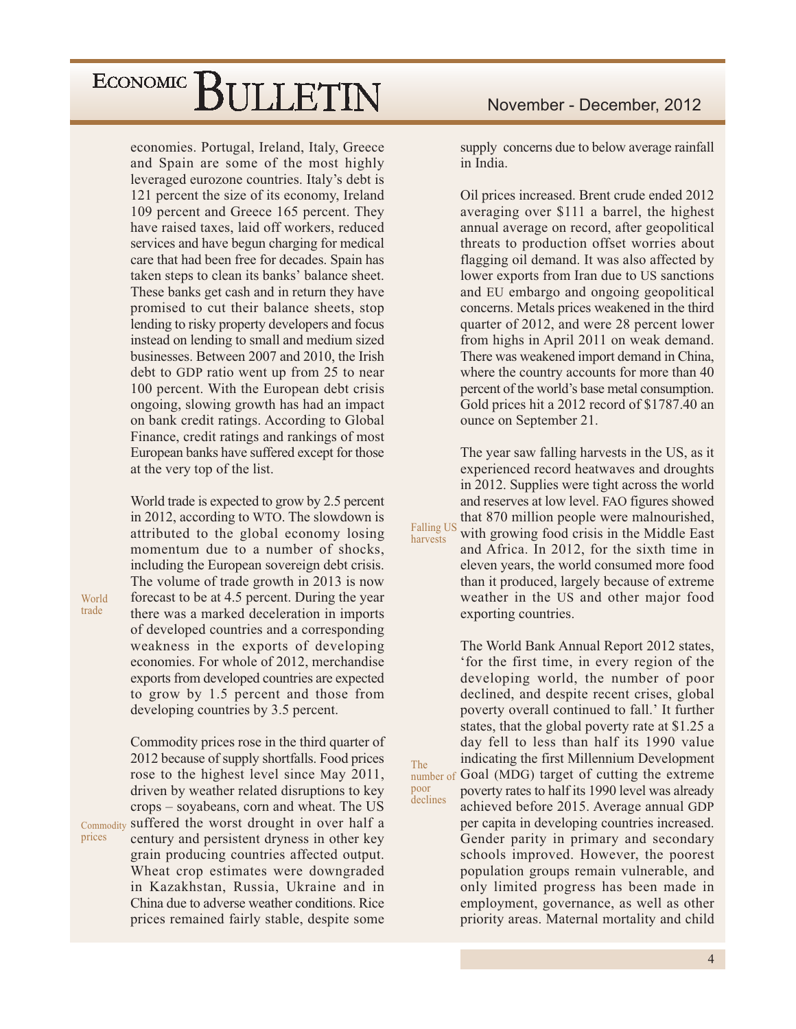economies. Portugal, Ireland, Italy, Greece and Spain are some of the most highly leveraged eurozone countries. Italy's debt is 121 percent the size of its economy, Ireland 109 percent and Greece 165 percent. They have raised taxes, laid off workers, reduced services and have begun charging for medical care that had been free for decades. Spain has taken steps to clean its banks' balance sheet. These banks get cash and in return they have promised to cut their balance sheets, stop lending to risky property developers and focus instead on lending to small and medium sized businesses. Between 2007 and 2010, the Irish debt to GDP ratio went up from 25 to near 100 percent. With the European debt crisis ongoing, slowing growth has had an impact on bank credit ratings. According to Global Finance, credit ratings and rankings of most European banks have suffered except for those at the very top of the list.

*World trade*

World trade is expected to grow by 2.5 percent in 2012, according to WTO. The slowdown is attributed to the global economy losing momentum due to a number of shocks, including the European sovereign debt crisis. The volume of trade growth in 2013 is now forecast to be at 4.5 percent. During the year there was a marked deceleration in imports of developed countries and a corresponding weakness in the exports of developing economies. For whole of 2012, merchandise exports from developed countries are expected to grow by 1.5 percent and those from developing countries by 3.5 percent.

*Commodity prices*

Commodity prices rose in the third quarter of 2012 because of supply shortfalls. Food prices rose to the highest level since May 2011, driven by weather related disruptions to key crops – soyabeans, corn and wheat. The US suffered the worst drought in over half a century and persistent dryness in other key grain producing countries affected output. Wheat crop estimates were downgraded in Kazakhstan, Russia, Ukraine and in China due to adverse weather conditions. Rice prices remained fairly stable, despite some supply concerns due to below average rainfall in India.

Oil prices increased. Brent crude ended 2012 averaging over $111 a barrel, the highest annual average on record, after geopolitical threats to production offset worries about flagging oil demand. It was also affected by lower exports from Iran due to US sanctions and EU embargo and ongoing geopolitical concerns. Metals prices weakened in the third quarter of 2012, and were 28 percent lower from highs in April 2011 on weak demand. There was weakened import demand in China, where the country accounts for more than 40 percent of the world's base metal consumption. Gold prices hit a 2012 record of $1787.40 an ounce on September 21.

*Falling US harvests*

The year saw falling harvests in the US, as it experienced record heatwaves and droughts in 2012. Supplies were tight across the world and reserves at low level. FAO figures showed that 870 million people were malnourished, with growing food crisis in the Middle East and Africa. In 2012, for the sixth time in eleven years, the world consumed more food than it produced, largely because of extreme weather in the US and other major food exporting countries.

*The number of poor declines*

The World Bank Annual Report 2012 states, 'for the first time, in every region of the developing world, the number of poor declined, and despite recent crises, global poverty overall continued to fall.' It further states, that the global poverty rate at $1.25 a day fell to less than half its 1990 value indicating the first Millennium Development Goal (MDG) target of cutting the extreme poverty rates to half its 1990 level was already achieved before 2015. Average annual GDP per capita in developing countries increased. Gender parity in primary and secondary schools improved. However, the poorest population groups remain vulnerable, and only limited progress has been made in employment, governance, as well as other priority areas. Maternal mortality and child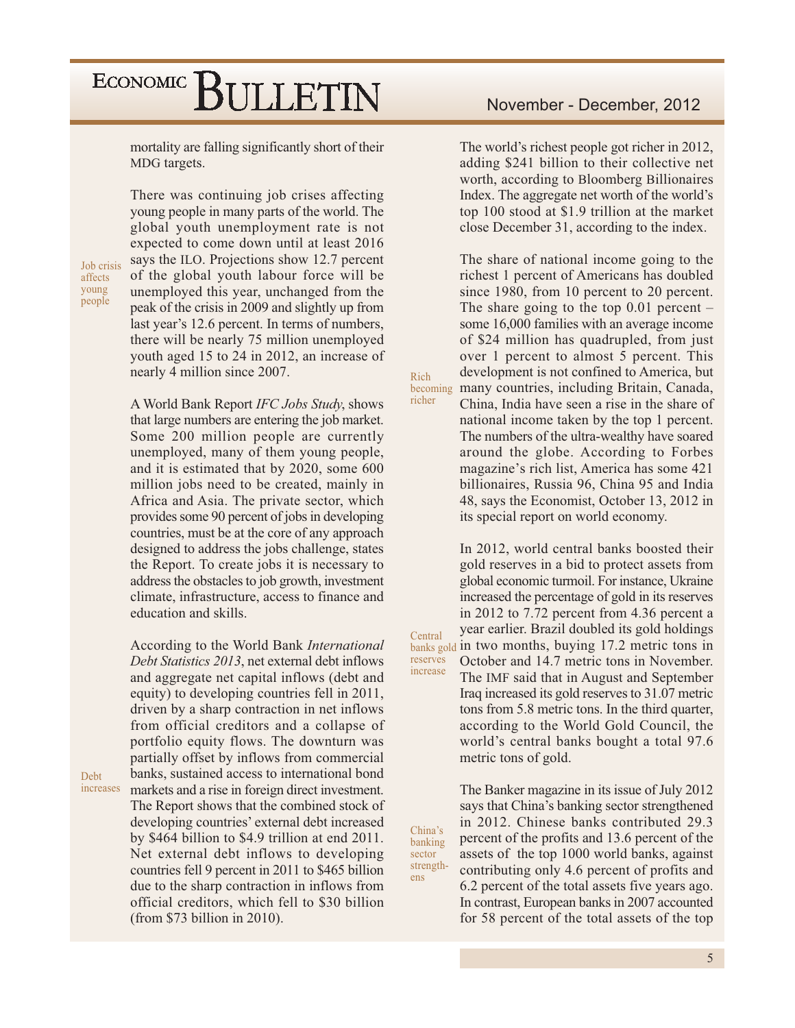mortality are falling significantly short of their MDG targets.

Job crisis affects young people

There was continuing job crises affecting young people in many parts of the world. The global youth unemployment rate is not expected to come down until at least 2016 says the ILO. Projections show 12.7 percent of the global youth labour force will be unemployed this year, unchanged from the peak of the crisis in 2009 and slightly up from last year's 12.6 percent. In terms of numbers, there will be nearly 75 million unemployed youth aged 15 to 24 in 2012, an increase of nearly 4 million since 2007.

A World Bank Report *IFC Jobs Study*, shows that large numbers are entering the job market. Some 200 million people are currently unemployed, many of them young people, and it is estimated that by 2020, some 600 million jobs need to be created, mainly in Africa and Asia. The private sector, which provides some 90 percent of jobs in developing countries, must be at the core of any approach designed to address the jobs challenge, states the Report. To create jobs it is necessary to address the obstacles to job growth, investment climate, infrastructure, access to finance and education and skills.

Debt increases

According to the World Bank *International Debt Statistics 2013*, net external debt inflows and aggregate net capital inflows (debt and equity) to developing countries fell in 2011, driven by a sharp contraction in net inflows from official creditors and a collapse of portfolio equity flows. The downturn was partially offset by inflows from commercial banks, sustained access to international bond markets and a rise in foreign direct investment. The Report shows that the combined stock of developing countries' external debt increased by $464 billion to $4.9 trillion at end 2011. Net external debt inflows to developing countries fell 9 percent in 2011 to $465 billion due to the sharp contraction in inflows from official creditors, which fell to $30 billion (from $73 billion in 2010).

Rich becoming richer

The world's richest people got richer in 2012, adding $241 billion to their collective net worth, according to Bloomberg Billionaires Index. The aggregate net worth of the world's top 100 stood at $1.9 trillion at the market close December 31, according to the index.

The share of national income going to the richest 1 percent of Americans has doubled since 1980, from 10 percent to 20 percent. The share going to the top 0.01 percent – some 16,000 families with an average income of $24 million has quadrupled, from just over 1 percent to almost 5 percent. This development is not confined to America, but many countries, including Britain, Canada, China, India have seen a rise in the share of national income taken by the top 1 percent. The numbers of the ultra-wealthy have soared around the globe. According to Forbes magazine's rich list, America has some 421 billionaires, Russia 96, China 95 and India 48, says the Economist, October 13, 2012 in its special report on world economy.

Central banks gold reserves increase

In 2012, world central banks boosted their gold reserves in a bid to protect assets from global economic turmoil. For instance, Ukraine increased the percentage of gold in its reserves in 2012 to 7.72 percent from 4.36 percent a year earlier. Brazil doubled its gold holdings in two months, buying 17.2 metric tons in October and 14.7 metric tons in November. The IMF said that in August and September Iraq increased its gold reserves to 31.07 metric tons from 5.8 metric tons. In the third quarter, according to the World Gold Council, the world's central banks bought a total 97.6 metric tons of gold.

China's banking sector strengthens

The Banker magazine in its issue of July 2012 says that China's banking sector strengthened in 2012. Chinese banks contributed 29.3 percent of the profits and 13.6 percent of the assets of the top 1000 world banks, against contributing only 4.6 percent of profits and 6.2 percent of the total assets five years ago. In contrast, European banks in 2007 accounted for 58 percent of the total assets of the top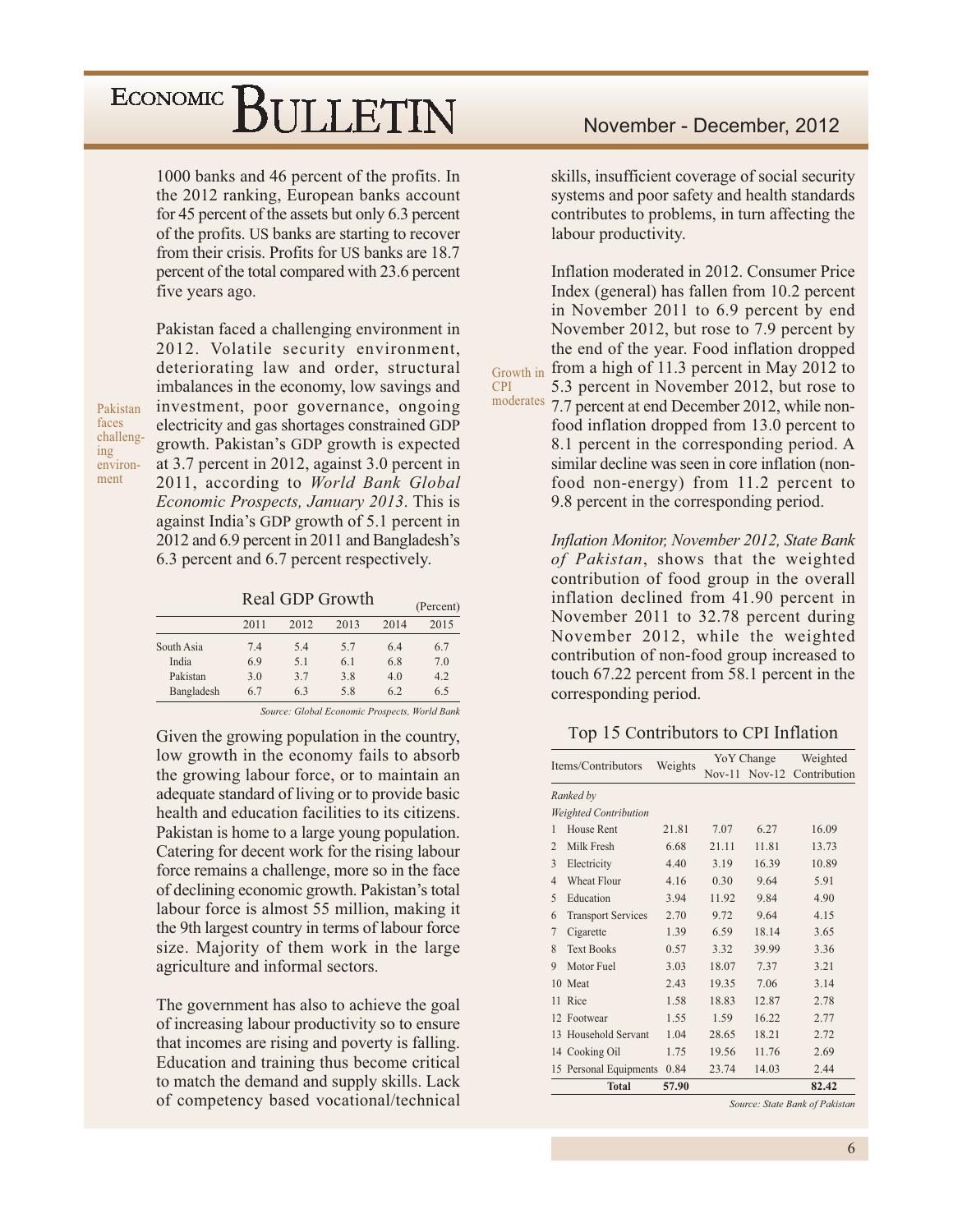1000 banks and 46 percent of the profits. In the 2012 ranking, European banks account for 45 percent of the assets but only 6.3 percent of the profits. US banks are starting to recover from their crisis. Profits for US banks are 18.7 percent of the total compared with 23.6 percent five years ago.

Pakistan faces challenging environment

Pakistan faced a challenging environment in 2012. Volatile security environment, deteriorating law and order, structural imbalances in the economy, low savings and investment, poor governance, ongoing electricity and gas shortages constrained GDP growth. Pakistan's GDP growth is expected at 3.7 percent in 2012, against 3.0 percent in 2011, according to *World Bank Global Economic Prospects, January 2013*. This is against India's GDP growth of 5.1 percent in 2012 and 6.9 percent in 2011 and Bangladesh's 6.3 percent and 6.7 percent respectively.

**Real GDP Growth** (Percent)

| | 2011 | 2012 | 2013 | 2014 | 2015 |
|---|---|---|---|---|---|
| South Asia | 7.4 | 5.4 | 5.7 | 6.4 | 6.7 |
| India | 6.9 | 5.1 | 6.1 | 6.8 | 7.0 |
| Pakistan | 3.0 | 3.7 | 3.8 | 4.0 | 4.2 |
| Bangladesh | 6.7 | 6.3 | 5.8 | 6.2 | 6.5 |

*Source: Global Economic Prospects, World Bank*

Given the growing population in the country, low growth in the economy fails to absorb the growing labour force, or to maintain an adequate standard of living or to provide basic health and education facilities to its citizens. Pakistan is home to a large young population. Catering for decent work for the rising labour force remains a challenge, more so in the face of declining economic growth. Pakistan's total labour force is almost 55 million, making it the 9th largest country in terms of labour force size. Majority of them work in the large agriculture and informal sectors.

The government has also to achieve the goal of increasing labour productivity so to ensure that incomes are rising and poverty is falling. Education and training thus become critical to match the demand and supply skills. Lack of competency based vocational/technical skills, insufficient coverage of social security systems and poor safety and health standards contributes to problems, in turn affecting the labour productivity.

Growth in CPI moderates

Inflation moderated in 2012. Consumer Price Index (general) has fallen from 10.2 percent in November 2011 to 6.9 percent by end November 2012, but rose to 7.9 percent by the end of the year. Food inflation dropped from a high of 11.3 percent in May 2012 to 5.3 percent in November 2012, but rose to 7.7 percent at end December 2012, while non-food inflation dropped from 13.0 percent to 8.1 percent in the corresponding period. A similar decline was seen in core inflation (non-food non-energy) from 11.2 percent to 9.8 percent in the corresponding period.

*Inflation Monitor, November 2012, State Bank of Pakistan*, shows that the weighted contribution of food group in the overall inflation declined from 41.90 percent in November 2011 to 32.78 percent during November 2012, while the weighted contribution of non-food group increased to touch 67.22 percent from 58.1 percent in the corresponding period.

**Top 15 Contributors to CPI Inflation**

| Items/Contributors | Weights | YoY Change Nov-11 | YoY Change Nov-12 | Weighted Contribution |
|---|---|---|---|---|
| *Ranked by Weighted Contribution* | | | | |
| 1 House Rent | 21.81 | 7.07 | 6.27 | 16.09 |
| 2 Milk Fresh | 6.68 | 21.11 | 11.81 | 13.73 |
| 3 Electricity | 4.40 | 3.19 | 16.39 | 10.89 |
| 4 Wheat Flour | 4.16 | 0.30 | 9.64 | 5.91 |
| 5 Education | 3.94 | 11.92 | 9.84 | 4.90 |
| 6 Transport Services | 2.70 | 9.72 | 9.64 | 4.15 |
| 7 Cigarette | 1.39 | 6.59 | 18.14 | 3.65 |
| 8 Text Books | 0.57 | 3.32 | 39.99 | 3.36 |
| 9 Motor Fuel | 3.03 | 18.07 | 7.37 | 3.21 |
| 10 Meat | 2.43 | 19.35 | 7.06 | 3.14 |
| 11 Rice | 1.58 | 18.83 | 12.87 | 2.78 |
| 12 Footwear | 1.55 | 1.59 | 16.22 | 2.77 |
| 13 Household Servant | 1.04 | 28.65 | 18.21 | 2.72 |
| 14 Cooking Oil | 1.75 | 19.56 | 11.76 | 2.69 |
| 15 Personal Equipments | 0.84 | 23.74 | 14.03 | 2.44 |
| **Total** | **57.90** | | | **82.42** |

*Source: State Bank of Pakistan*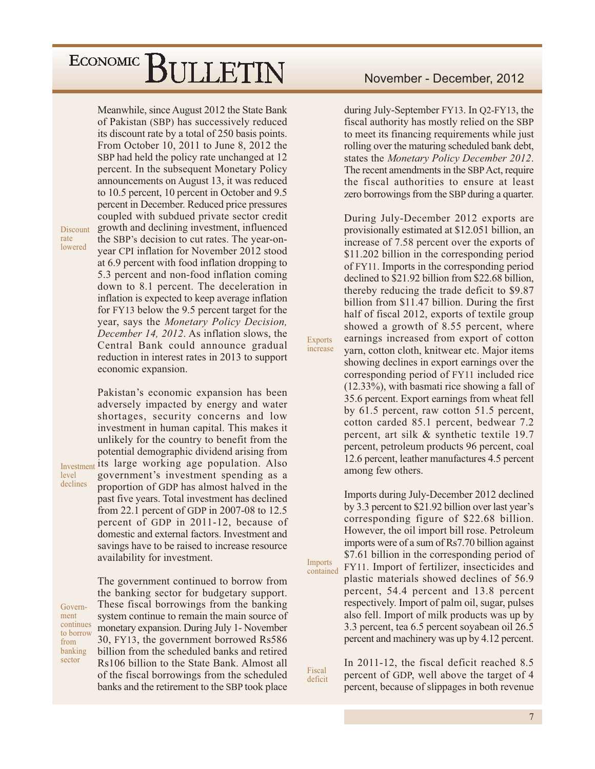Meanwhile, since August 2012 the State Bank of Pakistan (SBP) has successively reduced its discount rate by a total of 250 basis points. From October 10, 2011 to June 8, 2012 the SBP had held the policy rate unchanged at 12 percent. In the subsequent Monetary Policy announcements on August 13, it was reduced to 10.5 percent, 10 percent in October and 9.5 percent in December. Reduced price pressures coupled with subdued private sector credit growth and declining investment, influenced the SBP's decision to cut rates. The year-on-year CPI inflation for November 2012 stood at 6.9 percent with food inflation dropping to 5.3 percent and non-food inflation coming down to 8.1 percent. The deceleration in inflation is expected to keep average inflation for FY13 below the 9.5 percent target for the year, says the *Monetary Policy Decision, December 14, 2012*. As inflation slows, the Central Bank could announce gradual reduction in interest rates in 2013 to support economic expansion.

Discount rate lowered

Pakistan's economic expansion has been adversely impacted by energy and water shortages, security concerns and low investment in human capital. This makes it unlikely for the country to benefit from the potential demographic dividend arising from its large working age population. Also government's investment spending as a proportion of GDP has almost halved in the past five years. Total investment has declined from 22.1 percent of GDP in 2007-08 to 12.5 percent of GDP in 2011-12, because of domestic and external factors. Investment and savings have to be raised to increase resource availability for investment.

Investment level declines

The government continued to borrow from the banking sector for budgetary support. These fiscal borrowings from the banking system continue to remain the main source of monetary expansion. During July 1- November 30, FY13, the government borrowed Rs586 billion from the scheduled banks and retired Rs106 billion to the State Bank. Almost all of the fiscal borrowings from the scheduled banks and the retirement to the SBP took place during July-September FY13. In Q2-FY13, the fiscal authority has mostly relied on the SBP to meet its financing requirements while just rolling over the maturing scheduled bank debt, states the *Monetary Policy December 2012*. The recent amendments in the SBP Act, require the fiscal authorities to ensure at least zero borrowings from the SBP during a quarter.

Government continues to borrow from banking sector

During July-December 2012 exports are provisionally estimated at $12.051 billion, an increase of 7.58 percent over the exports of $11.202 billion in the corresponding period of FY11. Imports in the corresponding period declined to $21.92 billion from $22.68 billion, thereby reducing the trade deficit to $9.87 billion from $11.47 billion. During the first half of fiscal 2012, exports of textile group showed a growth of 8.55 percent, where earnings increased from export of cotton yarn, cotton cloth, knitwear etc. Major items showing declines in export earnings over the corresponding period of FY11 included rice (12.33%), with basmati rice showing a fall of 35.6 percent. Export earnings from wheat fell by 61.5 percent, raw cotton 51.5 percent, cotton carded 85.1 percent, bedwear 7.2 percent, art silk & synthetic textile 19.7 percent, petroleum products 96 percent, coal 12.6 percent, leather manufactures 4.5 percent among few others.

Exports increase

Imports during July-December 2012 declined by 3.3 percent to $21.92 billion over last year's corresponding figure of $22.68 billion. However, the oil import bill rose. Petroleum imports were of a sum of Rs7.70 billion against $7.61 billion in the corresponding period of FY11. Import of fertilizer, insecticides and plastic materials showed declines of 56.9 percent, 54.4 percent and 13.8 percent respectively. Import of palm oil, sugar, pulses also fell. Import of milk products was up by 3.3 percent, tea 6.5 percent soyabean oil 26.5 percent and machinery was up by 4.12 percent.

Imports contained

In 2011-12, the fiscal deficit reached 8.5 percent of GDP, well above the target of 4 percent, because of slippages in both revenue

Fiscal deficit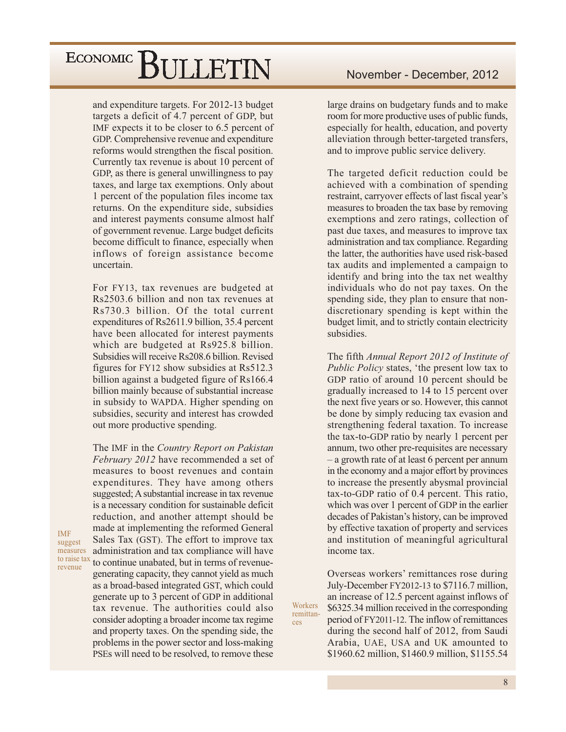and expenditure targets. For 2012-13 budget targets a deficit of 4.7 percent of GDP, but IMF expects it to be closer to 6.5 percent of GDP. Comprehensive revenue and expenditure reforms would strengthen the fiscal position. Currently tax revenue is about 10 percent of GDP, as there is general unwillingness to pay taxes, and large tax exemptions. Only about 1 percent of the population files income tax returns. On the expenditure side, subsidies and interest payments consume almost half of government revenue. Large budget deficits become difficult to finance, especially when inflows of foreign assistance become uncertain.

For FY13, tax revenues are budgeted at Rs2503.6 billion and non tax revenues at Rs730.3 billion. Of the total current expenditures of Rs2611.9 billion, 35.4 percent have been allocated for interest payments which are budgeted at Rs925.8 billion. Subsidies will receive Rs208.6 billion. Revised figures for FY12 show subsidies at Rs512.3 billion against a budgeted figure of Rs166.4 billion mainly because of substantial increase in subsidy to WAPDA. Higher spending on subsidies, security and interest has crowded out more productive spending.

IMF suggest measures to raise tax revenue

The IMF in the *Country Report on Pakistan February 2012* have recommended a set of measures to boost revenues and contain expenditures. They have among others suggested; A substantial increase in tax revenue is a necessary condition for sustainable deficit reduction, and another attempt should be made at implementing the reformed General Sales Tax (GST). The effort to improve tax administration and tax compliance will have to continue unabated, but in terms of revenue-generating capacity, they cannot yield as much as a broad-based integrated GST, which could generate up to 3 percent of GDP in additional tax revenue. The authorities could also consider adopting a broader income tax regime and property taxes. On the spending side, the problems in the power sector and loss-making PSEs will need to be resolved, to remove these large drains on budgetary funds and to make room for more productive uses of public funds, especially for health, education, and poverty alleviation through better-targeted transfers, and to improve public service delivery.

The targeted deficit reduction could be achieved with a combination of spending restraint, carryover effects of last fiscal year's measures to broaden the tax base by removing exemptions and zero ratings, collection of past due taxes, and measures to improve tax administration and tax compliance. Regarding the latter, the authorities have used risk-based tax audits and implemented a campaign to identify and bring into the tax net wealthy individuals who do not pay taxes. On the spending side, they plan to ensure that non-discretionary spending is kept within the budget limit, and to strictly contain electricity subsidies.

The fifth *Annual Report 2012 of Institute of Public Policy* states, 'the present low tax to GDP ratio of around 10 percent should be gradually increased to 14 to 15 percent over the next five years or so. However, this cannot be done by simply reducing tax evasion and strengthening federal taxation. To increase the tax-to-GDP ratio by nearly 1 percent per annum, two other pre-requisites are necessary – a growth rate of at least 6 percent per annum in the economy and a major effort by provinces to increase the presently abysmal provincial tax-to-GDP ratio of 0.4 percent. This ratio, which was over 1 percent of GDP in the earlier decades of Pakistan's history, can be improved by effective taxation of property and services and institution of meaningful agricultural income tax.

Workers remittances

Overseas workers' remittances rose during July-December FY2012-13 to $7116.7 million, an increase of 12.5 percent against inflows of $6325.34 million received in the corresponding period of FY2011-12. The inflow of remittances during the second half of 2012, from Saudi Arabia, UAE, USA and UK amounted to $1960.62 million, $1460.9 million, $1155.54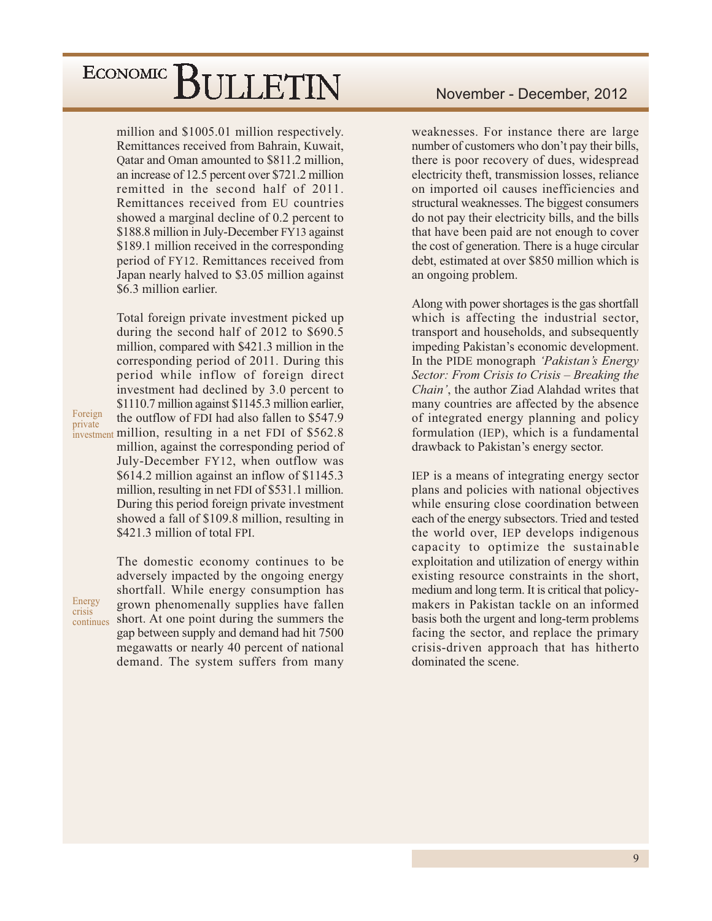million and $1005.01 million respectively. Remittances received from Bahrain, Kuwait, Qatar and Oman amounted to $811.2 million, an increase of 12.5 percent over $721.2 million remitted in the second half of 2011. Remittances received from EU countries showed a marginal decline of 0.2 percent to $188.8 million in July-December FY13 against $189.1 million received in the corresponding period of FY12. Remittances received from Japan nearly halved to $3.05 million against $6.3 million earlier.

**Foreign private investment**

Total foreign private investment picked up during the second half of 2012 to $690.5 million, compared with $421.3 million in the corresponding period of 2011. During this period while inflow of foreign direct investment had declined by 3.0 percent to $1110.7 million against $1145.3 million earlier, the outflow of FDI had also fallen to $547.9 million, resulting in a net FDI of $562.8 million, against the corresponding period of July-December FY12, when outflow was $614.2 million against an inflow of $1145.3 million, resulting in net FDI of $531.1 million. During this period foreign private investment showed a fall of $109.8 million, resulting in $421.3 million of total FPI.

**Energy crisis continues**

The domestic economy continues to be adversely impacted by the ongoing energy shortfall. While energy consumption has grown phenomenally supplies have fallen short. At one point during the summers the gap between supply and demand had hit 7500 megawatts or nearly 40 percent of national demand. The system suffers from many weaknesses. For instance there are large number of customers who don't pay their bills, there is poor recovery of dues, widespread electricity theft, transmission losses, reliance on imported oil causes inefficiencies and structural weaknesses. The biggest consumers do not pay their electricity bills, and the bills that have been paid are not enough to cover the cost of generation. There is a huge circular debt, estimated at over $850 million which is an ongoing problem.

Along with power shortages is the gas shortfall which is affecting the industrial sector, transport and households, and subsequently impeding Pakistan's economic development. In the PIDE monograph *'Pakistan's Energy Sector: From Crisis to Crisis – Breaking the Chain'*, the author Ziad Alahdad writes that many countries are affected by the absence of integrated energy planning and policy formulation (IEP), which is a fundamental drawback to Pakistan's energy sector.

IEP is a means of integrating energy sector plans and policies with national objectives while ensuring close coordination between each of the energy subsectors. Tried and tested the world over, IEP develops indigenous capacity to optimize the sustainable exploitation and utilization of energy within existing resource constraints in the short, medium and long term. It is critical that policy-makers in Pakistan tackle on an informed basis both the urgent and long-term problems facing the sector, and replace the primary crisis-driven approach that has hitherto dominated the scene.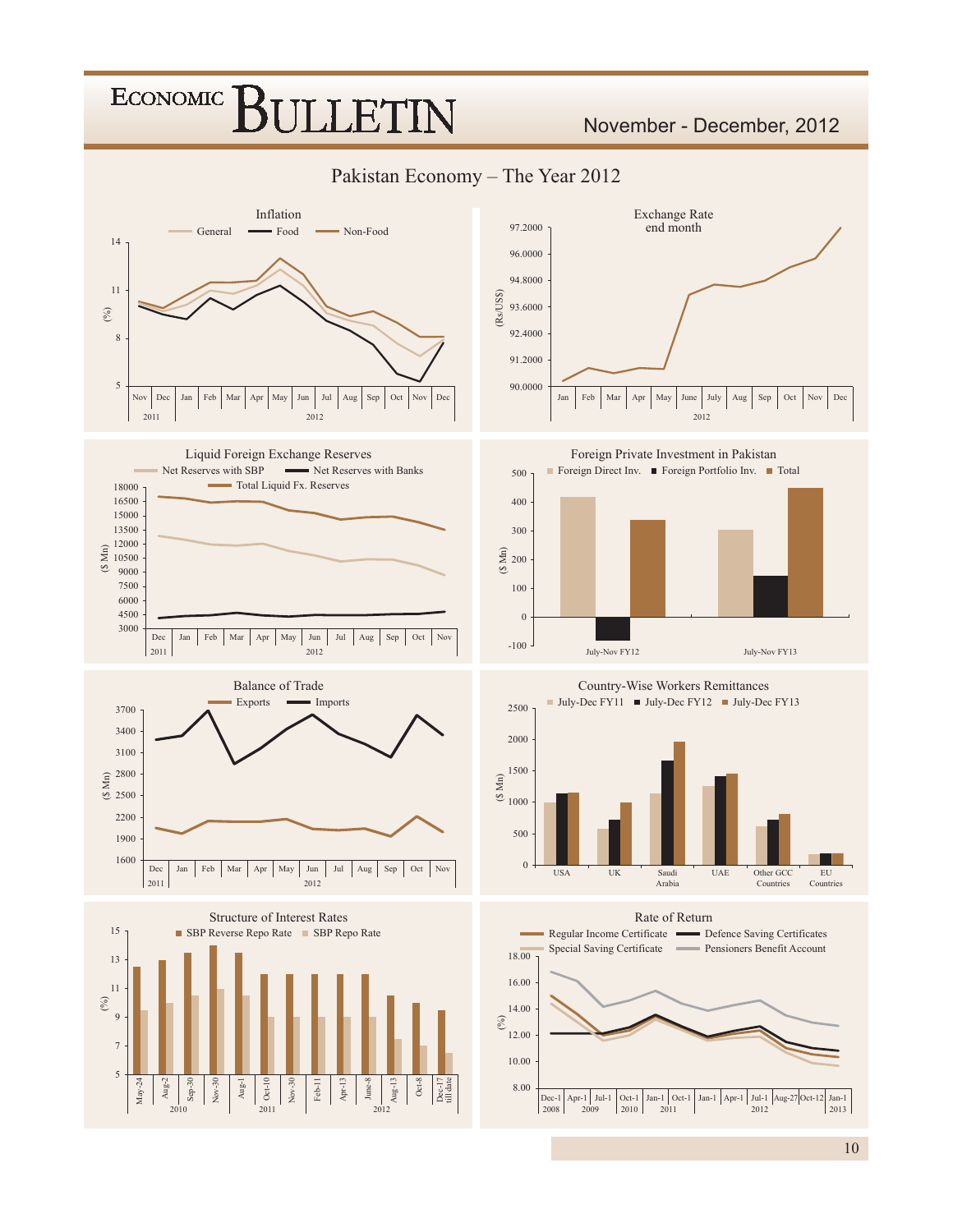# Pakistan Economy – The Year 2012

## Inflation

General — Food — Non-Food

(%)

14, 11, 8, 5

Nov, Dec (2011); Jan, Feb, Mar, Apr, May, Jun, Jul, Aug, Sep, Oct, Nov, Dec (2012)

## Exchange Rate end month

(Rs/US$)

97.2000, 96.0000, 94.8000, 93.6000, 92.4000, 91.2000, 90.0000

Jan, Feb, Mar, Apr, May, June, July, Aug, Sep, Oct, Nov, Dec (2012)

## Liquid Foreign Exchange Reserves

Net Reserves with SBP — Net Reserves with Banks — Total Liquid Fx. Reserves

($ Mn)

18000, 16500, 15000, 13500, 12000, 10500, 9000, 7500, 6000, 4500, 3000

Dec (2011); Jan, Feb, Mar, Apr, May, Jun, Jul, Aug, Sep, Oct, Nov (2012)

## Foreign Private Investment in Pakistan

Foreign Direct Inv. — Foreign Portfolio Inv. — Total

($ Mn)

500, 400, 300, 200, 100, 0, -100

July-Nov FY12; July-Nov FY13

## Balance of Trade

Exports — Imports

($ Mn)

3700, 3400, 3100, 2800, 2500, 2200, 1900, 1600

Dec (2011); Jan, Feb, Mar, Apr, May, Jun, Jul, Aug, Sep, Oct, Nov (2012)

## Country-Wise Workers Remittances

July-Dec FY11 — July-Dec FY12 — July-Dec FY13

($ Mn)

2500, 2000, 1500, 1000, 500, 0

USA, UK, Saudi Arabia, UAE, Other GCC Countries, EU Countries

## Structure of Interest Rates

SBP Reverse Repo Rate — SBP Repo Rate

(%)

15, 13, 11, 9, 7, 5

May-24, Aug-2, Sep-30, Nov-30 (2010); Aug-1, Oct-10, Nov-30 (2011); Feb-11, Apr-13, June-8, Aug-13, Oct-8, Dec-17 till date (2012)

## Rate of Return

Regular Income Certificate — Defence Saving Certificates — Special Saving Certificate — Pensioners Benefit Account

(%)

18.00, 16.00, 14.00, 12.00, 10.00, 8.00

Dec-1 (2008); Apr-1, Jul-1 (2009); Oct-1 (2010); Jan-1, Oct-1 (2011); Jan-1, Apr-1, Jul-1, Aug-27, Oct-12 (2012); Jan-1 (2013)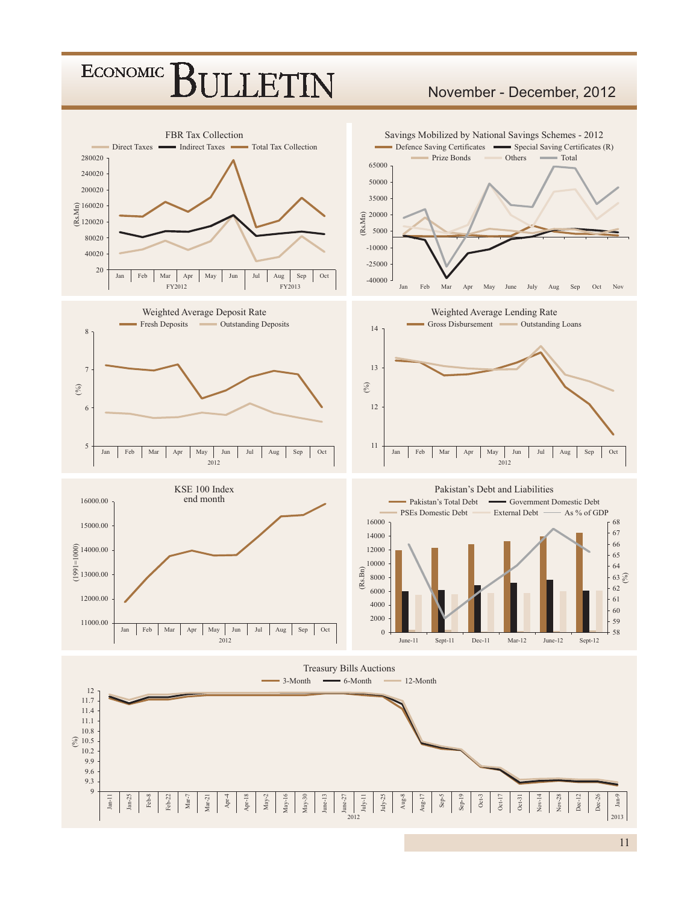### FBR Tax Collection

Direct Taxes | Indirect Taxes | Total Tax Collection

(Rs.Mn)

280020, 240020, 200020, 160020, 120020, 80020, 40020, 20

Jan Feb Mar Apr May Jun (FY2012) Jul Aug Sep Oct (FY2013)

### Savings Mobilized by National Savings Schemes - 2012

Defence Saving Certificates | Special Saving Certificates (R) | Prize Bonds | Others | Total

(Rs.Mn)

65000, 50000, 35000, 20000, 5000, -10000, -25000, -40000

Jan Feb Mar Apr May June July Aug Sep Oct Nov

### Weighted Average Deposit Rate

Fresh Deposits | Outstanding Deposits

(%)

8, 7, 6, 5

Jan Feb Mar Apr May Jun Jul Aug Sep Oct (2012)

### Weighted Average Lending Rate

Gross Disbursement | Outstanding Loans

(%)

14, 13, 12, 11

Jan Feb Mar Apr May Jun Jul Aug Sep Oct (2012)

### KSE 100 Index end month

(1991=1000)

16000.00, 15000.00, 14000.00, 13000.00, 12000.00, 11000.00

Jan Feb Mar Apr May Jun Jul Aug Sep Oct (2012)

### Pakistan's Debt and Liabilities

Pakistan's Total Debt | Government Domestic Debt | PSEs Domestic Debt | External Debt | As % of GDP

(Rs.Bn): 16000, 14000, 12000, 10000, 8000, 6000, 4000, 2000, 0

(%): 68, 67, 66, 65, 64, 63, 62, 61, 60, 59, 58

June-11 Sept-11 Dec-11 Mar-12 June-12 Sept-12

### Treasury Bills Auctions

3-Month | 6-Month | 12-Month

(%)

12, 11.7, 11.4, 11.1, 10.8, 10.5, 10.2, 9.9, 9.6, 9.3, 9

Jan-11 Jan-25 Feb-8 Feb-22 Mar-7 Mar-21 Apr-4 Apr-18 May-2 May-16 May-30 June-13 June-27 July-11 July-25 Aug-8 Aug-17 Sep-5 Sep-19 Oct-3 Oct-17 Oct-31 Nov-14 Nov-28 Dec-12 Dec-26 (2012) Jan-9 (2013)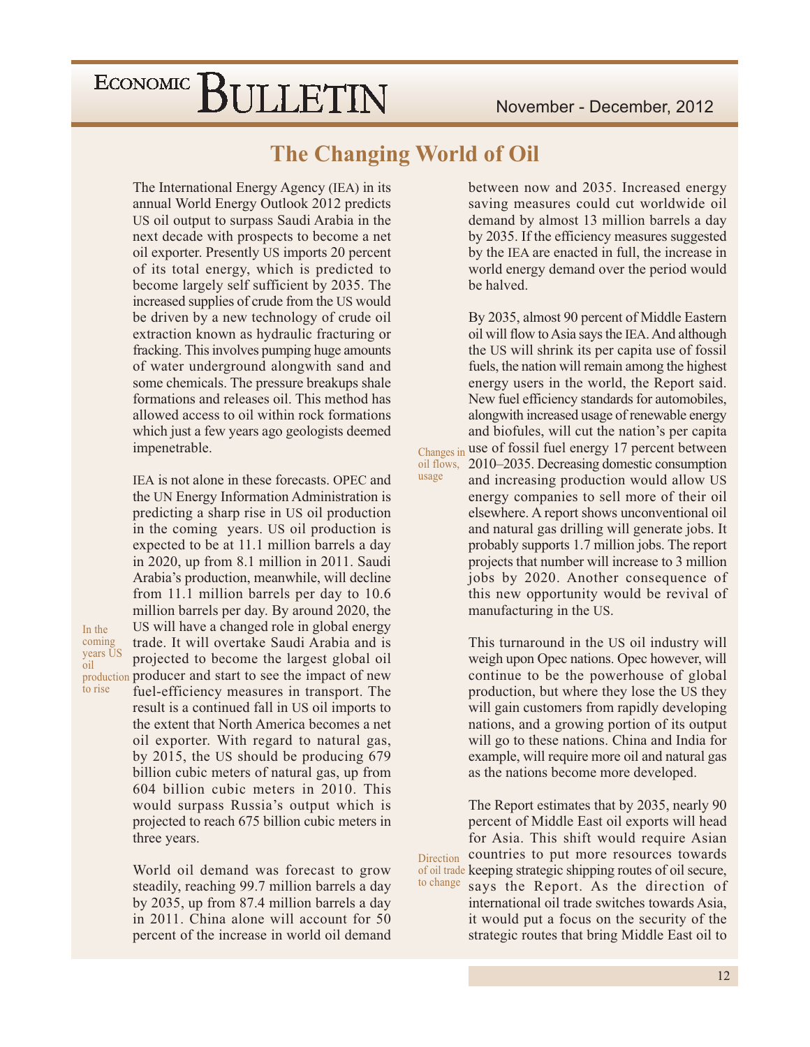# The Changing World of Oil

The International Energy Agency (IEA) in its annual World Energy Outlook 2012 predicts US oil output to surpass Saudi Arabia in the next decade with prospects to become a net oil exporter. Presently US imports 20 percent of its total energy, which is predicted to become largely self sufficient by 2035. The increased supplies of crude from the US would be driven by a new technology of crude oil extraction known as hydraulic fracturing or fracking. This involves pumping huge amounts of water underground alongwith sand and some chemicals. The pressure breakups shale formations and releases oil. This method has allowed access to oil within rock formations which just a few years ago geologists deemed impenetrable.

*In the coming years US oil production to rise*

IEA is not alone in these forecasts. OPEC and the UN Energy Information Administration is predicting a sharp rise in US oil production in the coming years. US oil production is expected to be at 11.1 million barrels a day in 2020, up from 8.1 million in 2011. Saudi Arabia's production, meanwhile, will decline from 11.1 million barrels per day to 10.6 million barrels per day. By around 2020, the US will have a changed role in global energy trade. It will overtake Saudi Arabia and is projected to become the largest global oil producer and start to see the impact of new fuel-efficiency measures in transport. The result is a continued fall in US oil imports to the extent that North America becomes a net oil exporter. With regard to natural gas, by 2015, the US should be producing 679 billion cubic meters of natural gas, up from 604 billion cubic meters in 2010. This would surpass Russia's output which is projected to reach 675 billion cubic meters in three years.

World oil demand was forecast to grow steadily, reaching 99.7 million barrels a day by 2035, up from 87.4 million barrels a day in 2011. China alone will account for 50 percent of the increase in world oil demand between now and 2035. Increased energy saving measures could cut worldwide oil demand by almost 13 million barrels a day by 2035. If the efficiency measures suggested by the IEA are enacted in full, the increase in world energy demand over the period would be halved.

*Changes in oil flows, usage*

By 2035, almost 90 percent of Middle Eastern oil will flow to Asia says the IEA. And although the US will shrink its per capita use of fossil fuels, the nation will remain among the highest energy users in the world, the Report said. New fuel efficiency standards for automobiles, alongwith increased usage of renewable energy and biofules, will cut the nation's per capita use of fossil fuel energy 17 percent between 2010–2035. Decreasing domestic consumption and increasing production would allow US energy companies to sell more of their oil elsewhere. A report shows unconventional oil and natural gas drilling will generate jobs. It probably supports 1.7 million jobs. The report projects that number will increase to 3 million jobs by 2020. Another consequence of this new opportunity would be revival of manufacturing in the US.

This turnaround in the US oil industry will weigh upon Opec nations. Opec however, will continue to be the powerhouse of global production, but where they lose the US they will gain customers from rapidly developing nations, and a growing portion of its output will go to these nations. China and India for example, will require more oil and natural gas as the nations become more developed.

*Direction of oil trade to change*

The Report estimates that by 2035, nearly 90 percent of Middle East oil exports will head for Asia. This shift would require Asian countries to put more resources towards keeping strategic shipping routes of oil secure, says the Report. As the direction of international oil trade switches towards Asia, it would put a focus on the security of the strategic routes that bring Middle East oil to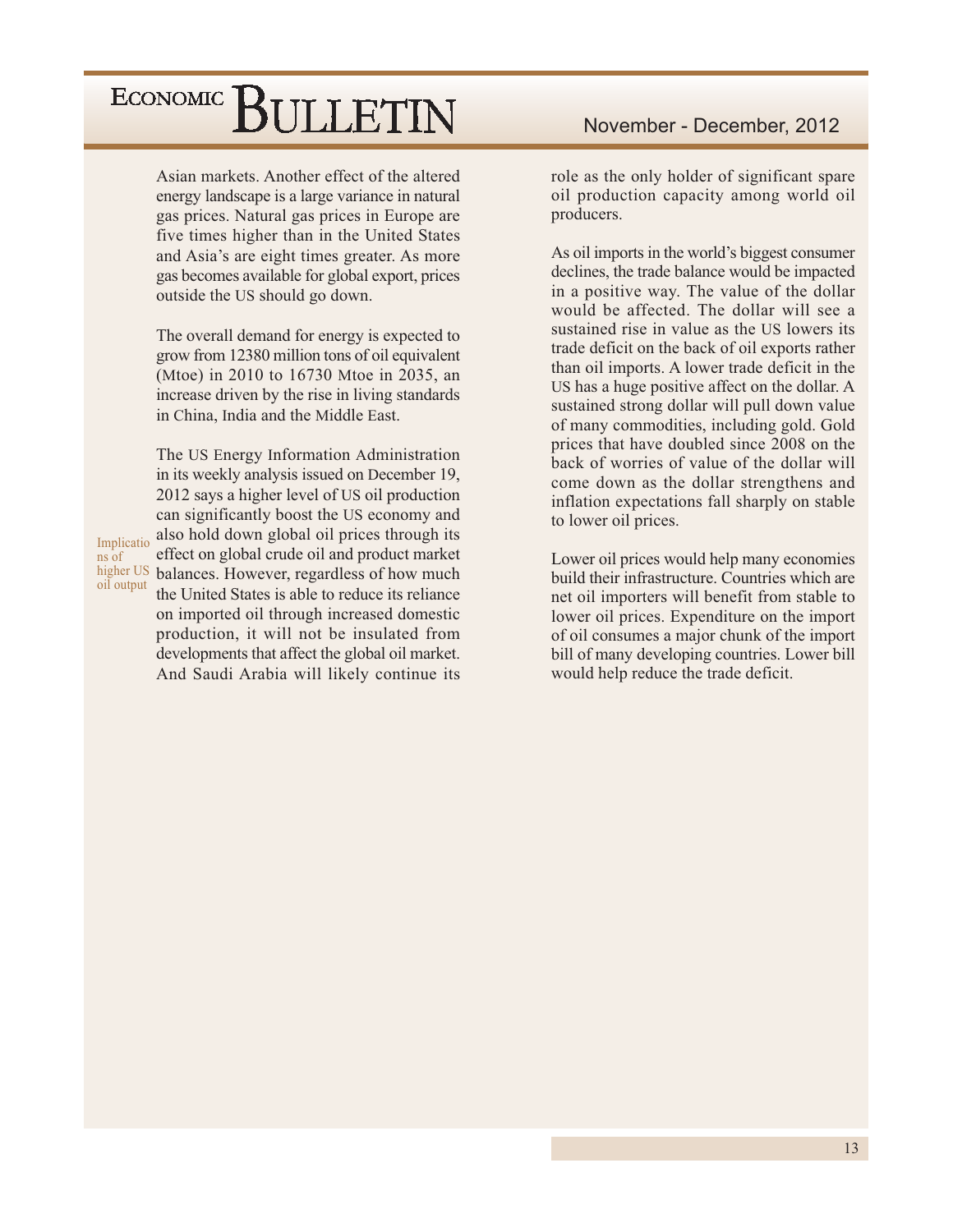Asian markets. Another effect of the altered energy landscape is a large variance in natural gas prices. Natural gas prices in Europe are five times higher than in the United States and Asia's are eight times greater. As more gas becomes available for global export, prices outside the US should go down.

The overall demand for energy is expected to grow from 12380 million tons of oil equivalent (Mtoe) in 2010 to 16730 Mtoe in 2035, an increase driven by the rise in living standards in China, India and the Middle East.

**Implications of higher US oil output**

The US Energy Information Administration in its weekly analysis issued on December 19, 2012 says a higher level of US oil production can significantly boost the US economy and also hold down global oil prices through its effect on global crude oil and product market balances. However, regardless of how much the United States is able to reduce its reliance on imported oil through increased domestic production, it will not be insulated from developments that affect the global oil market. And Saudi Arabia will likely continue its role as the only holder of significant spare oil production capacity among world oil producers.

As oil imports in the world's biggest consumer declines, the trade balance would be impacted in a positive way. The value of the dollar would be affected. The dollar will see a sustained rise in value as the US lowers its trade deficit on the back of oil exports rather than oil imports. A lower trade deficit in the US has a huge positive affect on the dollar. A sustained strong dollar will pull down value of many commodities, including gold. Gold prices that have doubled since 2008 on the back of worries of value of the dollar will come down as the dollar strengthens and inflation expectations fall sharply on stable to lower oil prices.

Lower oil prices would help many economies build their infrastructure. Countries which are net oil importers will benefit from stable to lower oil prices. Expenditure on the import of oil consumes a major chunk of the import bill of many developing countries. Lower bill would help reduce the trade deficit.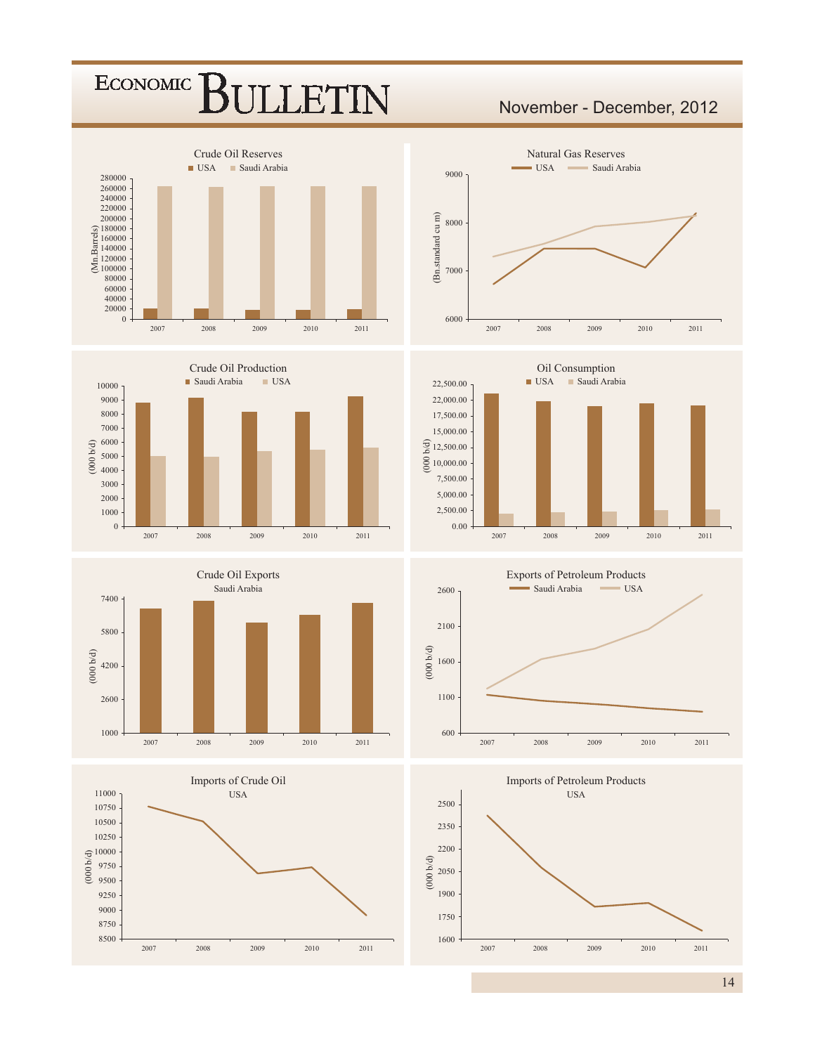### Crude Oil Reserves

USA | Saudi Arabia

(Mn.Barrels)

280000, 260000, 240000, 220000, 200000, 180000, 160000, 140000, 120000, 100000, 80000, 60000, 40000, 20000, 0

2007, 2008, 2009, 2010, 2011

### Natural Gas Reserves

USA | Saudi Arabia

(Bn.standard cu m)

9000, 8000, 7000, 6000

2007, 2008, 2009, 2010, 2011

### Crude Oil Production

Saudi Arabia | USA

(000 b/d)

10000, 9000, 8000, 7000, 6000, 5000, 4000, 3000, 2000, 1000, 0

2007, 2008, 2009, 2010, 2011

### Oil Consumption

USA | Saudi Arabia

(000 b/d)

22,500.00, 22,000.00, 17,500.00, 15,000.00, 12,500.00, 10,000.00, 7,500.00, 5,000.00, 2,500.00, 0.00

2007, 2008, 2009, 2010, 2011

### Crude Oil Exports

Saudi Arabia

(000 b/d)

7400, 5800, 4200, 2600, 1000

2007, 2008, 2009, 2010, 2011

### Exports of Petroleum Products

Saudi Arabia | USA

(000 b/d)

2600, 2100, 1600, 1100, 600

2007, 2008, 2009, 2010, 2011

### Imports of Crude Oil

USA

(000 b/d)

11000, 10750, 10500, 10250, 10000, 9750, 9500, 9250, 9000, 8750, 8500

2007, 2008, 2009, 2010, 2011

### Imports of Petroleum Products

USA

(000 b/d)

2500, 2350, 2200, 2050, 1900, 1750, 1600

2007, 2008, 2009, 2010, 2011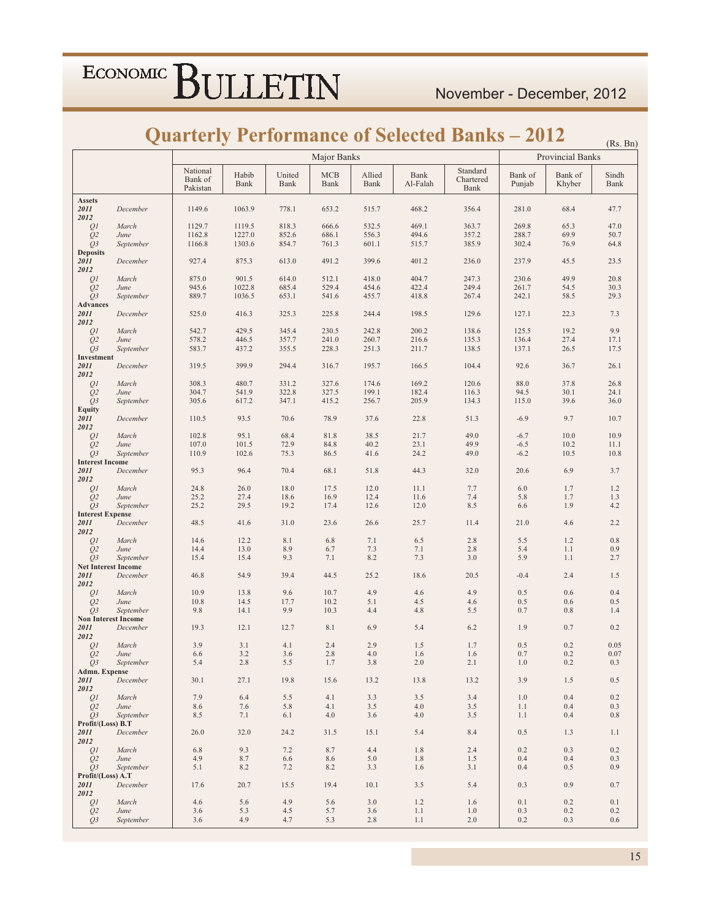# Quarterly Performance of Selected Banks – 2012

(Rs. Bn)

| | | Major Banks | | | | | | | Provincial Banks | | |
|---|---|---|---|---|---|---|---|---|---|---|---|
| | | National Bank of Pakistan | Habib Bank | United Bank | MCB Bank | Allied Bank | Bank Al-Falah | Standard Chartered Bank | Bank of Punjab | Bank of Khyber | Sindh Bank |
| **Assets** | | | | | | | | | | | |
| ***2011*** | *December* | 1149.6 | 1063.9 | 778.1 | 653.2 | 515.7 | 468.2 | 356.4 | 281.0 | 68.4 | 47.7 |
| ***2012*** | | | | | | | | | | | |
| *Q1* | *March* | 1129.7 | 1119.5 | 818.3 | 666.6 | 532.5 | 469.1 | 363.7 | 269.8 | 65.3 | 47.0 |
| *Q2* | *June* | 1162.8 | 1227.0 | 852.6 | 686.1 | 556.3 | 494.6 | 357.2 | 288.7 | 69.9 | 50.7 |
| *Q3* | *September* | 1166.8 | 1303.6 | 854.7 | 761.3 | 601.1 | 515.7 | 385.9 | 302.4 | 76.9 | 64.8 |
| **Deposits** | | | | | | | | | | | |
| ***2011*** | *December* | 927.4 | 875.3 | 613.0 | 491.2 | 399.6 | 401.2 | 236.0 | 237.9 | 45.5 | 23.5 |
| ***2012*** | | | | | | | | | | | |
| *Q1* | *March* | 875.0 | 901.5 | 614.0 | 512.1 | 418.0 | 404.7 | 247.3 | 230.6 | 49.9 | 20.8 |
| *Q2* | *June* | 945.6 | 1022.8 | 685.4 | 529.4 | 454.6 | 422.4 | 249.4 | 261.7 | 54.5 | 30.3 |
| *Q3* | *September* | 889.7 | 1036.5 | 653.1 | 541.6 | 455.7 | 418.8 | 267.4 | 242.1 | 58.5 | 29.3 |
| **Advances** | | | | | | | | | | | |
| ***2011*** | *December* | 525.0 | 416.3 | 325.3 | 225.8 | 244.4 | 198.5 | 129.6 | 127.1 | 22.3 | 7.3 |
| ***2012*** | | | | | | | | | | | |
| *Q1* | *March* | 542.7 | 429.5 | 345.4 | 230.5 | 242.8 | 200.2 | 138.6 | 125.5 | 19.2 | 9.9 |
| *Q2* | *June* | 578.2 | 446.5 | 357.7 | 241.0 | 260.7 | 216.6 | 135.3 | 136.4 | 27.4 | 17.1 |
| *Q3* | *September* | 583.7 | 437.2 | 355.5 | 228.3 | 251.3 | 211.7 | 138.5 | 137.1 | 26.5 | 17.5 |
| **Investment** | | | | | | | | | | | |
| ***2011*** | *December* | 319.5 | 399.9 | 294.4 | 316.7 | 195.7 | 166.5 | 104.4 | 92.6 | 36.7 | 26.1 |
| ***2012*** | | | | | | | | | | | |
| *Q1* | *March* | 308.3 | 480.7 | 331.2 | 327.6 | 174.6 | 169.2 | 120.6 | 88.0 | 37.8 | 26.8 |
| *Q2* | *June* | 304.7 | 541.9 | 322.8 | 327.5 | 199.1 | 182.4 | 116.3 | 94.5 | 30.1 | 24.1 |
| *Q3* | *September* | 305.6 | 617.2 | 347.1 | 415.2 | 256.7 | 205.9 | 134.3 | 115.0 | 39.6 | 36.0 |
| **Equity** | | | | | | | | | | | |
| ***2011*** | *December* | 110.5 | 93.5 | 70.6 | 78.9 | 37.6 | 22.8 | 51.3 | -6.9 | 9.7 | 10.7 |
| ***2012*** | | | | | | | | | | | |
| *Q1* | *March* | 102.8 | 95.1 | 68.4 | 81.8 | 38.5 | 21.7 | 49.0 | -6.7 | 10.0 | 10.9 |
| *Q2* | *June* | 107.0 | 101.5 | 72.9 | 84.8 | 40.2 | 23.1 | 49.9 | -6.5 | 10.2 | 11.1 |
| *Q3* | *September* | 110.9 | 102.6 | 75.3 | 86.5 | 41.6 | 24.2 | 49.0 | -6.2 | 10.5 | 10.8 |
| **Interest Income** | | | | | | | | | | | |
| ***2011*** | *December* | 95.3 | 96.4 | 70.4 | 68.1 | 51.8 | 44.3 | 32.0 | 20.6 | 6.9 | 3.7 |
| ***2012*** | | | | | | | | | | | |
| *Q1* | *March* | 24.8 | 26.0 | 18.0 | 17.5 | 12.0 | 11.1 | 7.7 | 6.0 | 1.7 | 1.2 |
| *Q2* | *June* | 25.2 | 27.4 | 18.6 | 16.9 | 12.4 | 11.6 | 7.4 | 5.8 | 1.7 | 1.3 |
| *Q3* | *September* | 25.2 | 29.5 | 19.2 | 17.4 | 12.6 | 12.0 | 8.5 | 6.6 | 1.9 | 4.2 |
| **Interest Expense** | | | | | | | | | | | |
| ***2011*** | *December* | 48.5 | 41.6 | 31.0 | 23.6 | 26.6 | 25.7 | 11.4 | 21.0 | 4.6 | 2.2 |
| ***2012*** | | | | | | | | | | | |
| *Q1* | *March* | 14.6 | 12.2 | 8.1 | 6.8 | 7.1 | 6.5 | 2.8 | 5.5 | 1.2 | 0.8 |
| *Q2* | *June* | 14.4 | 13.0 | 8.9 | 6.7 | 7.3 | 7.1 | 2.8 | 5.4 | 1.1 | 0.9 |
| *Q3* | *September* | 15.4 | 15.4 | 9.3 | 7.1 | 8.2 | 7.3 | 3.0 | 5.9 | 1.1 | 2.7 |
| **Net Interest Income** | | | | | | | | | | | |
| ***2011*** | *December* | 46.8 | 54.9 | 39.4 | 44.5 | 25.2 | 18.6 | 20.5 | -0.4 | 2.4 | 1.5 |
| ***2012*** | | | | | | | | | | | |
| *Q1* | *March* | 10.9 | 13.8 | 9.6 | 10.7 | 4.9 | 4.6 | 4.9 | 0.5 | 0.6 | 0.4 |
| *Q2* | *June* | 10.8 | 14.5 | 17.7 | 10.2 | 5.1 | 4.5 | 4.6 | 0.5 | 0.6 | 0.5 |
| *Q3* | *September* | 9.8 | 14.1 | 9.9 | 10.3 | 4.4 | 4.8 | 5.5 | 0.7 | 0.8 | 1.4 |
| **Non Interest Income** | | | | | | | | | | | |
| ***2011*** | *December* | 19.3 | 12.1 | 12.7 | 8.1 | 6.9 | 5.4 | 6.2 | 1.9 | 0.7 | 0.2 |
| ***2012*** | | | | | | | | | | | |
| *Q1* | *March* | 3.9 | 3.1 | 4.1 | 2.4 | 2.9 | 1.5 | 1.7 | 0.5 | 0.2 | 0.05 |
| *Q2* | *June* | 6.6 | 3.2 | 3.6 | 2.8 | 4.0 | 1.6 | 1.6 | 0.7 | 0.2 | 0.07 |
| *Q3* | *September* | 5.4 | 2.8 | 5.5 | 1.7 | 3.8 | 2.0 | 2.1 | 1.0 | 0.2 | 0.3 |
| **Admn. Expense** | | | | | | | | | | | |
| ***2011*** | *December* | 30.1 | 27.1 | 19.8 | 15.6 | 13.2 | 13.8 | 13.2 | 3.9 | 1.5 | 0.5 |
| ***2012*** | | | | | | | | | | | |
| *Q1* | *March* | 7.9 | 6.4 | 5.5 | 4.1 | 3.3 | 3.5 | 3.4 | 1.0 | 0.4 | 0.2 |
| *Q2* | *June* | 8.6 | 7.6 | 5.8 | 4.1 | 3.5 | 4.0 | 3.5 | 1.1 | 0.4 | 0.3 |
| *Q3* | *September* | 8.5 | 7.1 | 6.1 | 4.0 | 3.6 | 4.0 | 3.5 | 1.1 | 0.4 | 0.8 |
| **Profit/(Loss) B.T** | | | | | | | | | | | |
| ***2011*** | *December* | 26.0 | 32.0 | 24.2 | 31.5 | 15.1 | 5.4 | 8.4 | 0.5 | 1.3 | 1.1 |
| ***2012*** | | | | | | | | | | | |
| *Q1* | *March* | 6.8 | 9.3 | 7.2 | 8.7 | 4.4 | 1.8 | 2.4 | 0.2 | 0.3 | 0.2 |
| *Q2* | *June* | 4.9 | 8.7 | 6.6 | 8.6 | 5.0 | 1.8 | 1.5 | 0.4 | 0.4 | 0.3 |
| *Q3* | *September* | 5.1 | 8.2 | 7.2 | 8.2 | 3.3 | 1.6 | 3.1 | 0.4 | 0.5 | 0.9 |
| **Profit/(Loss) A.T** | | | | | | | | | | | |
| ***2011*** | *December* | 17.6 | 20.7 | 15.5 | 19.4 | 10.1 | 3.5 | 5.4 | 0.3 | 0.9 | 0.7 |
| ***2012*** | | | | | | | | | | | |
| *Q1* | *March* | 4.6 | 5.6 | 4.9 | 5.6 | 3.0 | 1.2 | 1.6 | 0.1 | 0.2 | 0.1 |
| *Q2* | *June* | 3.6 | 5.3 | 4.5 | 5.7 | 3.6 | 1.1 | 1.0 | 0.3 | 0.2 | 0.2 |
| *Q3* | *September* | 3.6 | 4.9 | 4.7 | 5.3 | 2.8 | 1.1 | 2.0 | 0.2 | 0.3 | 0.6 |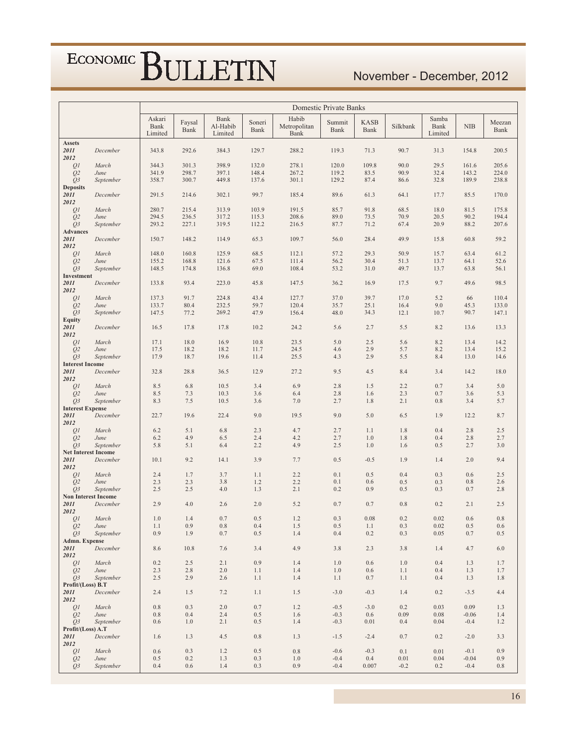| | | Domestic Private Banks | | | | | | | | | | |
|---|---|---|---|---|---|---|---|---|---|---|---|---|
| | | Askari Bank Limited | Faysal Bank | Bank Al-Habib Limited | Soneri Bank | Habib Metropolitan Bank | Summit Bank | KASB Bank | Silkbank | Samba Bank Limited | NIB | Meezan Bank |
| **Assets** | | | | | | | | | | | | |
| ***2011*** | *December* | 343.8 | 292.6 | 384.3 | 129.7 | 288.2 | 119.3 | 71.3 | 90.7 | 31.3 | 154.8 | 200.5 |
| ***2012*** | | | | | | | | | | | | |
| *Q1* | *March* | 344.3 | 301.3 | 398.9 | 132.0 | 278.1 | 120.0 | 109.8 | 90.0 | 29.5 | 161.6 | 205.6 |
| *Q2* | *June* | 341.9 | 298.7 | 397.1 | 148.4 | 267.2 | 119.2 | 83.5 | 90.9 | 32.4 | 143.2 | 224.0 |
| *Q3* | *September* | 358.7 | 300.7 | 449.8 | 137.6 | 301.1 | 129.2 | 87.4 | 86.6 | 32.8 | 189.9 | 238.8 |
| **Deposits** | | | | | | | | | | | | |
| ***2011*** | *December* | 291.5 | 214.6 | 302.1 | 99.7 | 185.4 | 89.6 | 61.3 | 64.1 | 17.7 | 85.5 | 170.0 |
| ***2012*** | | | | | | | | | | | | |
| *Q1* | *March* | 280.7 | 215.4 | 313.9 | 103.9 | 191.5 | 85.7 | 91.8 | 68.5 | 18.0 | 81.5 | 175.8 |
| *Q2* | *June* | 294.5 | 236.5 | 317.2 | 115.3 | 208.6 | 89.0 | 73.5 | 70.9 | 20.5 | 90.2 | 194.4 |
| *Q3* | *September* | 293.2 | 227.1 | 319.5 | 112.2 | 216.5 | 87.7 | 71.2 | 67.4 | 20.9 | 88.2 | 207.6 |
| **Advances** | | | | | | | | | | | | |
| ***2011*** | *December* | 150.7 | 148.2 | 114.9 | 65.3 | 109.7 | 56.0 | 28.4 | 49.9 | 15.8 | 60.8 | 59.2 |
| ***2012*** | | | | | | | | | | | | |
| *Q1* | *March* | 148.0 | 160.8 | 125.9 | 68.5 | 112.1 | 57.2 | 29.3 | 50.9 | 15.7 | 63.4 | 61.2 |
| *Q2* | *June* | 155.2 | 168.8 | 121.6 | 67.5 | 111.4 | 56.2 | 30.4 | 51.3 | 13.7 | 64.1 | 52.6 |
| *Q3* | *September* | 148.5 | 174.8 | 136.8 | 69.0 | 108.4 | 53.2 | 31.0 | 49.7 | 13.7 | 63.8 | 56.1 |
| **Investment** | | | | | | | | | | | | |
| ***2011*** | *December* | 133.8 | 93.4 | 223.0 | 45.8 | 147.5 | 36.2 | 16.9 | 17.5 | 9.7 | 49.6 | 98.5 |
| ***2012*** | | | | | | | | | | | | |
| *Q1* | *March* | 137.3 | 91.7 | 224.8 | 43.4 | 127.7 | 37.0 | 39.7 | 17.0 | 5.2 | 66 | 110.4 |
| *Q2* | *June* | 133.7 | 80.4 | 232.5 | 59.7 | 120.4 | 35.7 | 25.1 | 16.4 | 9.0 | 45.3 | 133.0 |
| *Q3* | *September* | 147.5 | 77.2 | 269.2 | 47.9 | 156.4 | 48.0 | 34.3 | 12.1 | 10.7 | 90.7 | 147.1 |
| **Equity** | | | | | | | | | | | | |
| ***2011*** | *December* | 16.5 | 17.8 | 17.8 | 10.2 | 24.2 | 5.6 | 2.7 | 5.5 | 8.2 | 13.6 | 13.3 |
| ***2012*** | | | | | | | | | | | | |
| *Q1* | *March* | 17.1 | 18.0 | 16.9 | 10.8 | 23.5 | 5.0 | 2.5 | 5.6 | 8.2 | 13.4 | 14.2 |
| *Q2* | *June* | 17.5 | 18.2 | 18.2 | 11.7 | 24.5 | 4.6 | 2.9 | 5.7 | 8.2 | 13.4 | 15.2 |
| *Q3* | *September* | 17.9 | 18.7 | 19.6 | 11.4 | 25.5 | 4.3 | 2.9 | 5.5 | 8.4 | 13.0 | 14.6 |
| **Interest Income** | | | | | | | | | | | | |
| ***2011*** | *December* | 32.8 | 28.8 | 36.5 | 12.9 | 27.2 | 9.5 | 4.5 | 8.4 | 3.4 | 14.2 | 18.0 |
| ***2012*** | | | | | | | | | | | | |
| *Q1* | *March* | 8.5 | 6.8 | 10.5 | 3.4 | 6.9 | 2.8 | 1.5 | 2.2 | 0.7 | 3.4 | 5.0 |
| *Q2* | *June* | 8.5 | 7.3 | 10.3 | 3.6 | 6.4 | 2.8 | 1.6 | 2.3 | 0.7 | 3.6 | 5.3 |
| *Q3* | *September* | 8.3 | 7.5 | 10.5 | 3.6 | 7.0 | 2.7 | 1.8 | 2.1 | 0.8 | 3.4 | 5.7 |
| **Interest Expense** | | | | | | | | | | | | |
| ***2011*** | *December* | 22.7 | 19.6 | 22.4 | 9.0 | 19.5 | 9.0 | 5.0 | 6.5 | 1.9 | 12.2 | 8.7 |
| ***2012*** | | | | | | | | | | | | |
| *Q1* | *March* | 6.2 | 5.1 | 6.8 | 2.3 | 4.7 | 2.7 | 1.1 | 1.8 | 0.4 | 2.8 | 2.5 |
| *Q2* | *June* | 6.2 | 4.9 | 6.5 | 2.4 | 4.2 | 2.7 | 1.0 | 1.8 | 0.4 | 2.8 | 2.7 |
| *Q3* | *September* | 5.8 | 5.1 | 6.4 | 2.2 | 4.9 | 2.5 | 1.0 | 1.6 | 0.5 | 2.7 | 3.0 |
| **Net Interest Income** | | | | | | | | | | | | |
| ***2011*** | *December* | 10.1 | 9.2 | 14.1 | 3.9 | 7.7 | 0.5 | -0.5 | 1.9 | 1.4 | 2.0 | 9.4 |
| ***2012*** | | | | | | | | | | | | |
| *Q1* | *March* | 2.4 | 1.7 | 3.7 | 1.1 | 2.2 | 0.1 | 0.5 | 0.4 | 0.3 | 0.6 | 2.5 |
| *Q2* | *June* | 2.3 | 2.3 | 3.8 | 1.2 | 2.2 | 0.1 | 0.6 | 0.5 | 0.3 | 0.8 | 2.6 |
| *Q3* | *September* | 2.5 | 2.5 | 4.0 | 1.3 | 2.1 | 0.2 | 0.9 | 0.5 | 0.3 | 0.7 | 2.8 |
| **Non Interest Income** | | | | | | | | | | | | |
| ***2011*** | *December* | 2.9 | 4.0 | 2.6 | 2.0 | 5.2 | 0.7 | 0.7 | 0.8 | 0.2 | 2.1 | 2.5 |
| ***2012*** | | | | | | | | | | | | |
| *Q1* | *March* | 1.0 | 1.4 | 0.7 | 0.5 | 1.2 | 0.3 | 0.08 | 0.2 | 0.02 | 0.6 | 0.8 |
| *Q2* | *June* | 1.1 | 0.9 | 0.8 | 0.4 | 1.5 | 0.5 | 1.1 | 0.3 | 0.02 | 0.5 | 0.6 |
| *Q3* | *September* | 0.9 | 1.9 | 0.7 | 0.5 | 1.4 | 0.4 | 0.2 | 0.3 | 0.05 | 0.7 | 0.5 |
| **Admn. Expense** | | | | | | | | | | | | |
| ***2011*** | *December* | 8.6 | 10.8 | 7.6 | 3.4 | 4.9 | 3.8 | 2.3 | 3.8 | 1.4 | 4.7 | 6.0 |
| ***2012*** | | | | | | | | | | | | |
| *Q1* | *March* | 0.2 | 2.5 | 2.1 | 0.9 | 1.4 | 1.0 | 0.6 | 1.0 | 0.4 | 1.3 | 1.7 |
| *Q2* | *June* | 2.3 | 2.8 | 2.0 | 1.1 | 1.4 | 1.0 | 0.6 | 1.1 | 0.4 | 1.3 | 1.7 |
| *Q3* | *September* | 2.5 | 2.9 | 2.6 | 1.1 | 1.4 | 1.1 | 0.7 | 1.1 | 0.4 | 1.3 | 1.8 |
| **Profit/(Loss) B.T** | | | | | | | | | | | | |
| ***2011*** | *December* | 2.4 | 1.5 | 7.2 | 1.1 | 1.5 | -3.0 | -0.3 | 1.4 | 0.2 | -3.5 | 4.4 |
| ***2012*** | | | | | | | | | | | | |
| *Q1* | *March* | 0.8 | 0.3 | 2.0 | 0.7 | 1.2 | -0.5 | -3.0 | 0.2 | 0.03 | 0.09 | 1.3 |
| *Q2* | *June* | 0.8 | 0.4 | 2.4 | 0.5 | 1.6 | -0.3 | 0.6 | 0.09 | 0.08 | -0.06 | 1.4 |
| *Q3* | *September* | 0.6 | 1.0 | 2.1 | 0.5 | 1.4 | -0.3 | 0.01 | 0.4 | 0.04 | -0.4 | 1.2 |
| **Profit/(Loss) A.T** | | | | | | | | | | | | |
| ***2011*** | *December* | 1.6 | 1.3 | 4.5 | 0.8 | 1.3 | -1.5 | -2.4 | 0.7 | 0.2 | -2.0 | 3.3 |
| ***2012*** | | | | | | | | | | | | |
| *Q1* | *March* | 0.6 | 0.3 | 1.2 | 0.5 | 0.8 | -0.6 | -0.3 | 0.1 | 0.01 | -0.1 | 0.9 |
| *Q2* | *June* | 0.5 | 0.2 | 1.3 | 0.3 | 1.0 | -0.4 | 0.4 | 0.01 | 0.04 | -0.04 | 0.9 |
| *Q3* | *September* | 0.4 | 0.6 | 1.4 | 0.3 | 0.9 | -0.4 | 0.007 | -0.2 | 0.2 | -0.4 | 0.8 |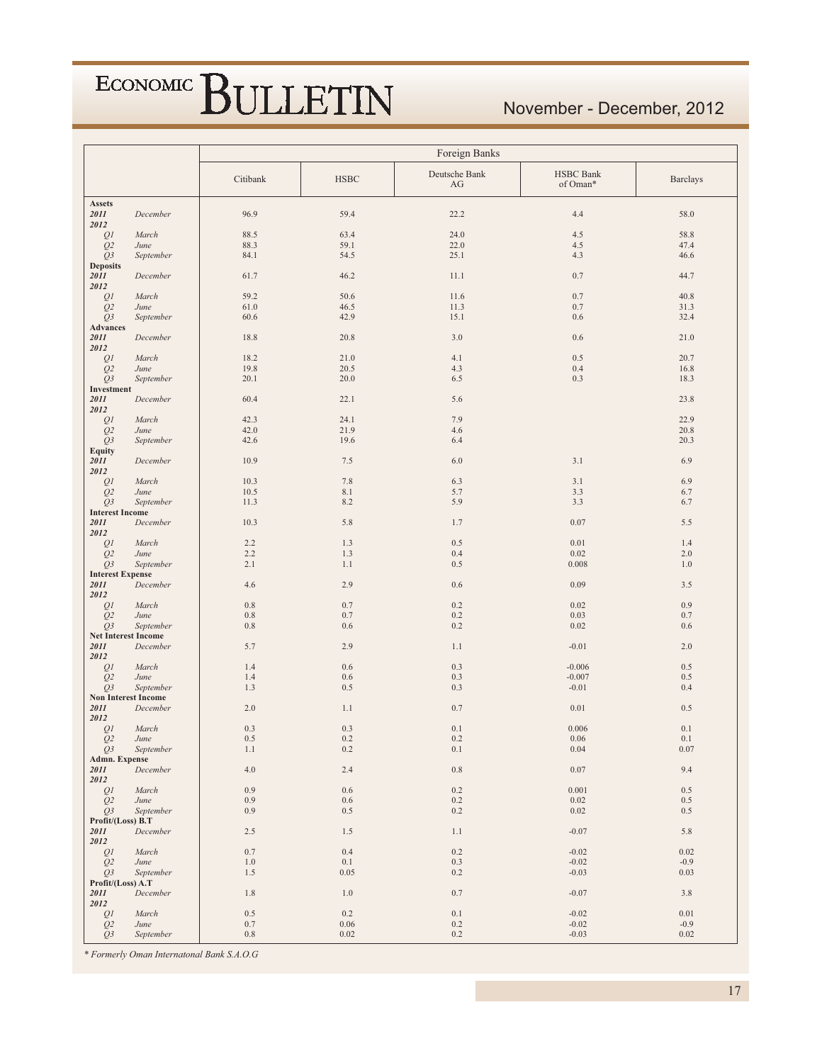| | | Foreign Banks | | | | |
|---|---|---|---|---|---|---|
| | | Citibank | HSBC | Deutsche Bank AG | HSBC Bank of Oman* | Barclays |
| **Assets** | | | | | | |
| ***2011*** | *December* | 96.9 | 59.4 | 22.2 | 4.4 | 58.0 |
| ***2012*** | | | | | | |
| *Q1* | *March* | 88.5 | 63.4 | 24.0 | 4.5 | 58.8 |
| *Q2* | *June* | 88.3 | 59.1 | 22.0 | 4.5 | 47.4 |
| *Q3* | *September* | 84.1 | 54.5 | 25.1 | 4.3 | 46.6 |
| **Deposits** | | | | | | |
| ***2011*** | *December* | 61.7 | 46.2 | 11.1 | 0.7 | 44.7 |
| ***2012*** | | | | | | |
| *Q1* | *March* | 59.2 | 50.6 | 11.6 | 0.7 | 40.8 |
| *Q2* | *June* | 61.0 | 46.5 | 11.3 | 0.7 | 31.3 |
| *Q3* | *September* | 60.6 | 42.9 | 15.1 | 0.6 | 32.4 |
| **Advances** | | | | | | |
| ***2011*** | *December* | 18.8 | 20.8 | 3.0 | 0.6 | 21.0 |
| ***2012*** | | | | | | |
| *Q1* | *March* | 18.2 | 21.0 | 4.1 | 0.5 | 20.7 |
| *Q2* | *June* | 19.8 | 20.5 | 4.3 | 0.4 | 16.8 |
| *Q3* | *September* | 20.1 | 20.0 | 6.5 | 0.3 | 18.3 |
| **Investment** | | | | | | |
| ***2011*** | *December* | 60.4 | 22.1 | 5.6 | | 23.8 |
| ***2012*** | | | | | | |
| *Q1* | *March* | 42.3 | 24.1 | 7.9 | | 22.9 |
| *Q2* | *June* | 42.0 | 21.9 | 4.6 | | 20.8 |
| *Q3* | *September* | 42.6 | 19.6 | 6.4 | | 20.3 |
| **Equity** | | | | | | |
| ***2011*** | *December* | 10.9 | 7.5 | 6.0 | 3.1 | 6.9 |
| ***2012*** | | | | | | |
| *Q1* | *March* | 10.3 | 7.8 | 6.3 | 3.1 | 6.9 |
| *Q2* | *June* | 10.5 | 8.1 | 5.7 | 3.3 | 6.7 |
| *Q3* | *September* | 11.3 | 8.2 | 5.9 | 3.3 | 6.7 |
| **Interest Income** | | | | | | |
| ***2011*** | *December* | 10.3 | 5.8 | 1.7 | 0.07 | 5.5 |
| ***2012*** | | | | | | |
| *Q1* | *March* | 2.2 | 1.3 | 0.5 | 0.01 | 1.4 |
| *Q2* | *June* | 2.2 | 1.3 | 0.4 | 0.02 | 2.0 |
| *Q3* | *September* | 2.1 | 1.1 | 0.5 | 0.008 | 1.0 |
| **Interest Expense** | | | | | | |
| ***2011*** | *December* | 4.6 | 2.9 | 0.6 | 0.09 | 3.5 |
| ***2012*** | | | | | | |
| *Q1* | *March* | 0.8 | 0.7 | 0.2 | 0.02 | 0.9 |
| *Q2* | *June* | 0.8 | 0.7 | 0.2 | 0.03 | 0.7 |
| *Q3* | *September* | 0.8 | 0.6 | 0.2 | 0.02 | 0.6 |
| **Net Interest Income** | | | | | | |
| ***2011*** | *December* | 5.7 | 2.9 | 1.1 | -0.01 | 2.0 |
| ***2012*** | | | | | | |
| *Q1* | *March* | 1.4 | 0.6 | 0.3 | -0.006 | 0.5 |
| *Q2* | *June* | 1.4 | 0.6 | 0.3 | -0.007 | 0.5 |
| *Q3* | *September* | 1.3 | 0.5 | 0.3 | -0.01 | 0.4 |
| **Non Interest Income** | | | | | | |
| ***2011*** | *December* | 2.0 | 1.1 | 0.7 | 0.01 | 0.5 |
| ***2012*** | | | | | | |
| *Q1* | *March* | 0.3 | 0.3 | 0.1 | 0.006 | 0.1 |
| *Q2* | *June* | 0.5 | 0.2 | 0.2 | 0.06 | 0.1 |
| *Q3* | *September* | 1.1 | 0.2 | 0.1 | 0.04 | 0.07 |
| **Admn. Expense** | | | | | | |
| ***2011*** | *December* | 4.0 | 2.4 | 0.8 | 0.07 | 9.4 |
| ***2012*** | | | | | | |
| *Q1* | *March* | 0.9 | 0.6 | 0.2 | 0.001 | 0.5 |
| *Q2* | *June* | 0.9 | 0.6 | 0.2 | 0.02 | 0.5 |
| *Q3* | *September* | 0.9 | 0.5 | 0.2 | 0.02 | 0.5 |
| **Profit/(Loss) B.T** | | | | | | |
| ***2011*** | *December* | 2.5 | 1.5 | 1.1 | -0.07 | 5.8 |
| ***2012*** | | | | | | |
| *Q1* | *March* | 0.7 | 0.4 | 0.2 | -0.02 | 0.02 |
| *Q2* | *June* | 1.0 | 0.1 | 0.3 | -0.02 | -0.9 |
| *Q3* | *September* | 1.5 | 0.05 | 0.2 | -0.03 | 0.03 |
| **Profit/(Loss) A.T** | | | | | | |
| ***2011*** | *December* | 1.8 | 1.0 | 0.7 | -0.07 | 3.8 |
| ***2012*** | | | | | | |
| *Q1* | *March* | 0.5 | 0.2 | 0.1 | -0.02 | 0.01 |
| *Q2* | *June* | 0.7 | 0.06 | 0.2 | -0.02 | -0.9 |
| *Q3* | *September* | 0.8 | 0.02 | 0.2 | -0.03 | 0.02 |

*\* Formerly Oman Internatonal Bank S.A.O.G*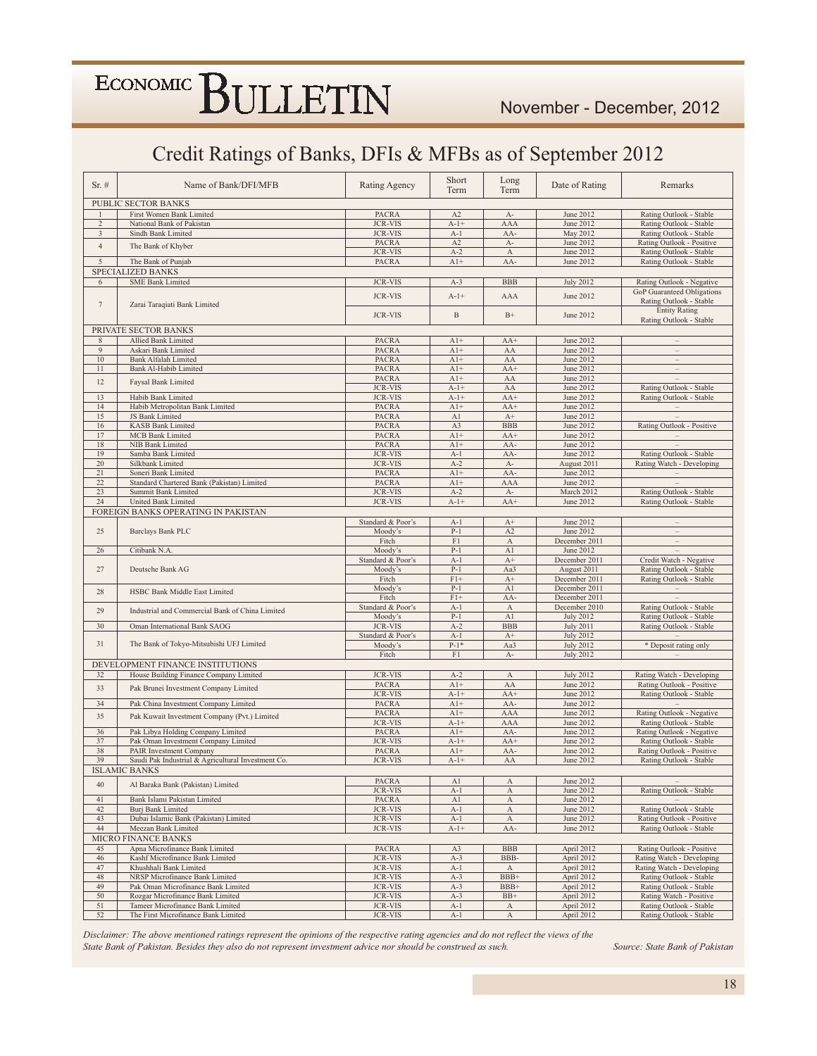## Credit Ratings of Banks, DFIs & MFBs as of September 2012

| Sr. # | Name of Bank/DFI/MFB | Rating Agency | Short Term | Long Term | Date of Rating | Remarks |
|---|---|---|---|---|---|---|
| PUBLIC SECTOR BANKS | | | | | | |
| 1 | First Women Bank Limited | PACRA | A2 | A- | June 2012 | Rating Outlook - Stable |
| 2 | National Bank of Pakistan | JCR-VIS | A-1+ | AAA | June 2012 | Rating Outlook - Stable |
| 3 | Sindh Bank Limited | JCR-VIS | A-1 | AA- | May 2012 | Rating Outlook - Stable |
| 4 | The Bank of Khyber | PACRA | A2 | A- | June 2012 | Rating Outlook - Positive |
| | | JCR-VIS | A-2 | A | June 2012 | Rating Outlook - Stable |
| 5 | The Bank of Punjab | PACRA | A1+ | AA- | June 2012 | Rating Outlook - Stable |
| SPECIALIZED BANKS | | | | | | |
| 6 | SME Bank Limited | JCR-VIS | A-3 | BBB | July 2012 | Rating Outlook - Negative |
| 7 | Zarai Taraqiati Bank Limited | JCR-VIS | A-1+ | AAA | June 2012 | GoP Guaranteed Obligations Rating Outlook - Stable |
| | | JCR-VIS | B | B+ | June 2012 | Entity Rating Rating Outlook - Stable |
| PRIVATE SECTOR BANKS | | | | | | |
| 8 | Allied Bank Limited | PACRA | A1+ | AA+ | June 2012 | – |
| 9 | Askari Bank Limited | PACRA | A1+ | AA | June 2012 | – |
| 10 | Bank Alfalah Limited | PACRA | A1+ | AA | June 2012 | – |
| 11 | Bank Al-Habib Limited | PACRA | A1+ | AA+ | June 2012 | – |
| 12 | Faysal Bank Limited | PACRA | A1+ | AA | June 2012 | – |
| | | JCR-VIS | A-1+ | AA | June 2012 | Rating Outlook - Stable |
| 13 | Habib Bank Limited | JCR-VIS | A-1+ | AA+ | June 2012 | Rating Outlook - Stable |
| 14 | Habib Metropolitan Bank Limited | PACRA | A1+ | AA+ | June 2012 | – |
| 15 | JS Bank Limited | PACRA | A1 | A+ | June 2012 | – |
| 16 | KASB Bank Limited | PACRA | A3 | BBB | June 2012 | Rating Outlook - Positive |
| 17 | MCB Bank Limited | PACRA | A1+ | AA+ | June 2012 | – |
| 18 | NIB Bank Limited | PACRA | A1+ | AA- | June 2012 | – |
| 19 | Samba Bank Limited | JCR-VIS | A-1 | AA- | June 2012 | Rating Outlook - Stable |
| 20 | Silkbank Limited | JCR-VIS | A-2 | A- | August 2011 | Rating Watch - Developing |
| 21 | Soneri Bank Limited | PACRA | A1+ | AA- | June 2012 | – |
| 22 | Standard Chartered Bank (Pakistan) Limited | PACRA | A1+ | AAA | June 2012 | – |
| 23 | Summit Bank Limited | JCR-VIS | A-2 | A- | March 2012 | Rating Outlook - Stable |
| 24 | United Bank Limited | JCR-VIS | A-1+ | AA+ | June 2012 | Rating Outlook - Stable |
| FOREIGN BANKS OPERATING IN PAKISTAN | | | | | | |
| 25 | Barclays Bank PLC | Standard & Poor's | A-1 | A+ | June 2012 | – |
| | | Moody's | P-1 | A2 | June 2012 | – |
| | | Fitch | F1 | A | December 2011 | – |
| 26 | Citibank N.A. | Moody's | P-1 | A1 | June 2012 | – |
| 27 | Deutsche Bank AG | Standard & Poor's | A-1 | A+ | December 2011 | Credit Watch - Negative |
| | | Moody's | P-1 | Aa3 | August 2011 | Rating Outlook - Stable |
| | | Fitch | F1+ | A+ | December 2011 | Rating Outlook - Stable |
| 28 | HSBC Bank Middle East Limited | Moody's | P-1 | A1 | December 2011 | – |
| | | Fitch | F1+ | AA- | December 2011 | – |
| 29 | Industrial and Commercial Bank of China Limited | Standard & Poor's | A-1 | A | December 2010 | Rating Outlook - Stable |
| | | Moody's | P-1 | A1 | July 2012 | Rating Outlook - Stable |
| 30 | Oman International Bank SAOG | JCR-VIS | A-2 | BBB | July 2011 | Rating Outlook - Stable |
| 31 | The Bank of Tokyo-Mitsubishi UFJ Limited | Standard & Poor's | A-1 | A+ | July 2012 | – |
| | | Moody's | P-1* | Aa3 | July 2012 | * Deposit rating only |
| | | Fitch | F1 | A- | July 2012 | – |
| DEVELOPMENT FINANCE INSTITUTIONS | | | | | | |
| 32 | House Building Finance Company Limited | JCR-VIS | A-2 | A | July 2012 | Rating Watch - Developing |
| 33 | Pak Brunei Investment Company Limited | PACRA | A1+ | AA | June 2012 | Rating Outlook - Positive |
| | | JCR-VIS | A-1+ | AA+ | June 2012 | Rating Outlook - Stable |
| 34 | Pak China Investment Company Limited | PACRA | A1+ | AA- | June 2012 | – |
| 35 | Pak Kuwait Investment Company (Pvt.) Limited | PACRA | A1+ | AAA | June 2012 | Rating Outlook - Negative |
| | | JCR-VIS | A-1+ | AAA | June 2012 | Rating Outlook - Stable |
| 36 | Pak Libya Holding Company Limited | PACRA | A1+ | AA- | June 2012 | Rating Outlook - Negative |
| 37 | Pak Oman Investment Company Limited | JCR-VIS | A-1+ | AA+ | June 2012 | Rating Outlook - Stable |
| 38 | PAIR Investment Company | PACRA | A1+ | AA- | June 2012 | Rating Outlook - Positive |
| 39 | Saudi Pak Industrial & Agricultural Investment Co. | JCR-VIS | A-1+ | AA | June 2012 | Rating Outlook - Stable |
| ISLAMIC BANKS | | | | | | |
| 40 | Al Baraka Bank (Pakistan) Limited | PACRA | A1 | A | June 2012 | – |
| | | JCR-VIS | A-1 | A | June 2012 | Rating Outlook - Stable |
| 41 | Bank Islami Pakistan Limited | PACRA | A1 | A | June 2012 | – |
| 42 | Burj Bank Limited | JCR-VIS | A-1 | A | June 2012 | Rating Outlook - Stable |
| 43 | Dubai Islamic Bank (Pakistan) Limited | JCR-VIS | A-1 | A | June 2012 | Rating Outlook - Positive |
| 44 | Meezan Bank Limited | JCR-VIS | A-1+ | AA- | June 2012 | Rating Outlook - Stable |
| MICRO FINANCE BANKS | | | | | | |
| 45 | Apna Microfinance Bank Limited | PACRA | A3 | BBB | April 2012 | Rating Outlook - Positive |
| 46 | Kashf Microfinance Bank Limited | JCR-VIS | A-3 | BBB- | April 2012 | Rating Watch - Developing |
| 47 | Khushhali Bank Limited | JCR-VIS | A-1 | A | April 2012 | Rating Watch - Developing |
| 48 | NRSP Microfinance Bank Limited | JCR-VIS | A-3 | BBB+ | April 2012 | Rating Outlook - Stable |
| 49 | Pak Oman Microfinance Bank Limited | JCR-VIS | A-3 | BBB+ | April 2012 | Rating Outlook - Stable |
| 50 | Rozgar Microfinance Bank Limited | JCR-VIS | A-3 | BB+ | April 2012 | Rating Watch - Positive |
| 51 | Tameer Microfinance Bank Limited | JCR-VIS | A-1 | A | April 2012 | Rating Outlook - Stable |
| 52 | The First Microfinance Bank Limited | JCR-VIS | A-1 | A | April 2012 | Rating Outlook - Stable |

*Disclaimer: The above mentioned ratings represent the opinions of the respective rating agencies and do not reflect the views of the State Bank of Pakistan. Besides they also do not represent investment advice nor should be construed as such.*

*Source: State Bank of Pakistan*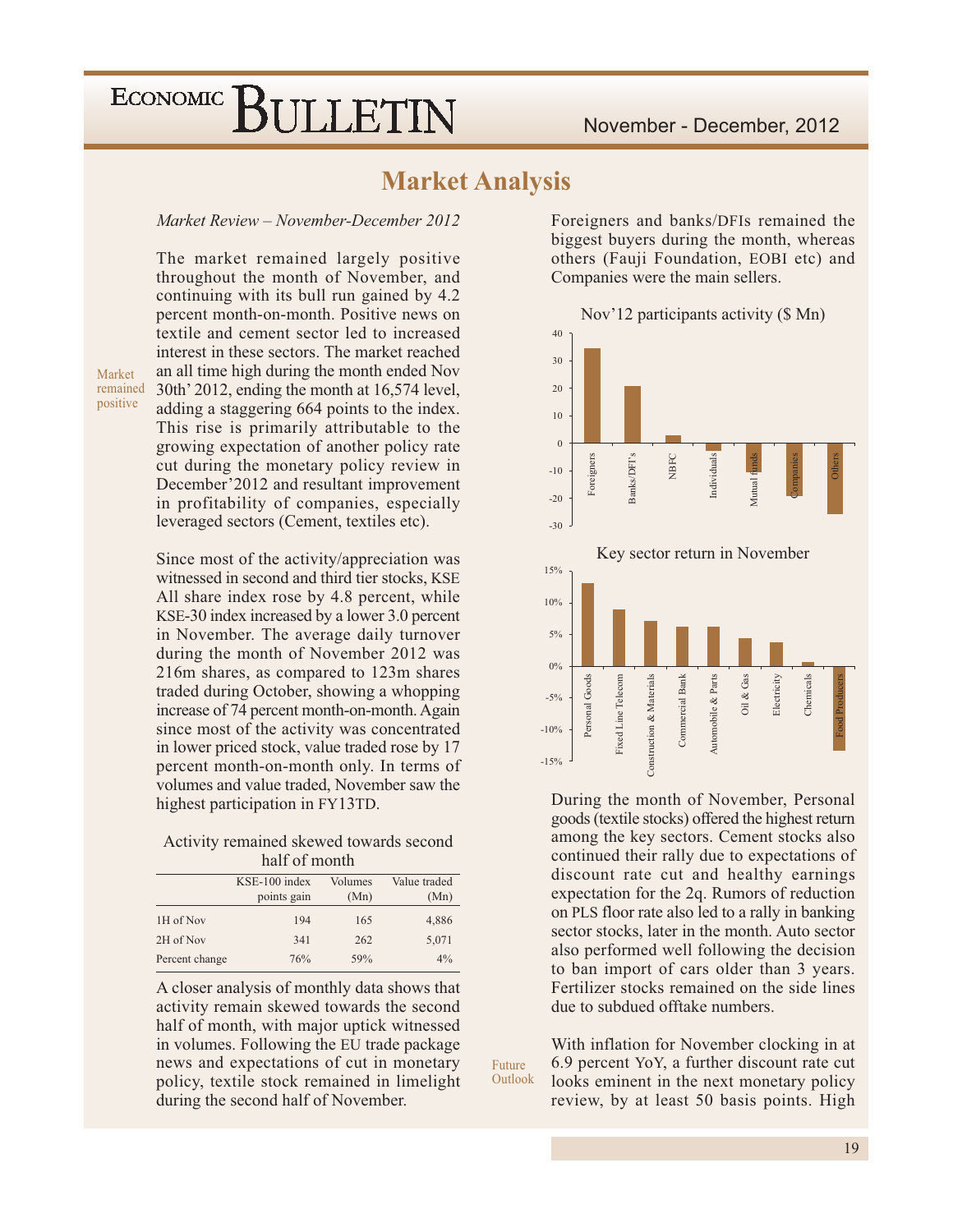# Market Analysis

*Market Review – November-December 2012*

The market remained largely positive throughout the month of November, and continuing with its bull run gained by 4.2 percent month-on-month. Positive news on textile and cement sector led to increased interest in these sectors. The market reached an all time high during the month ended Nov 30th' 2012, ending the month at 16,574 level, adding a staggering 664 points to the index. This rise is primarily attributable to the growing expectation of another policy rate cut during the monetary policy review in December'2012 and resultant improvement in profitability of companies, especially leveraged sectors (Cement, textiles etc).

Market remained positive

Since most of the activity/appreciation was witnessed in second and third tier stocks, KSE All share index rose by 4.8 percent, while KSE-30 index increased by a lower 3.0 percent in November. The average daily turnover during the month of November 2012 was 216m shares, as compared to 123m shares traded during October, showing a whopping increase of 74 percent month-on-month. Again since most of the activity was concentrated in lower priced stock, value traded rose by 17 percent month-on-month only. In terms of volumes and value traded, November saw the highest participation in FY13TD.

Activity remained skewed towards second half of month

| | KSE-100 index points gain | Volumes (Mn) | Value traded (Mn) |
|---|---|---|---|
| 1H of Nov | 194 | 165 | 4,886 |
| 2H of Nov | 341 | 262 | 5,071 |
| Percent change | 76% | 59% | 4% |

A closer analysis of monthly data shows that activity remain skewed towards the second half of month, with major uptick witnessed in volumes. Following the EU trade package news and expectations of cut in monetary policy, textile stock remained in limelight during the second half of November.

Foreigners and banks/DFIs remained the biggest buyers during the month, whereas others (Fauji Foundation, EOBI etc) and Companies were the main sellers.

Nov'12 participants activity ($ Mn)

Key sector return in November

During the month of November, Personal goods (textile stocks) offered the highest return among the key sectors. Cement stocks also continued their rally due to expectations of discount rate cut and healthy earnings expectation for the 2q. Rumors of reduction on PLS floor rate also led to a rally in banking sector stocks, later in the month. Auto sector also performed well following the decision to ban import of cars older than 3 years. Fertilizer stocks remained on the side lines due to subdued offtake numbers.

Future Outlook

With inflation for November clocking in at 6.9 percent YoY, a further discount rate cut looks eminent in the next monetary policy review, by at least 50 basis points. High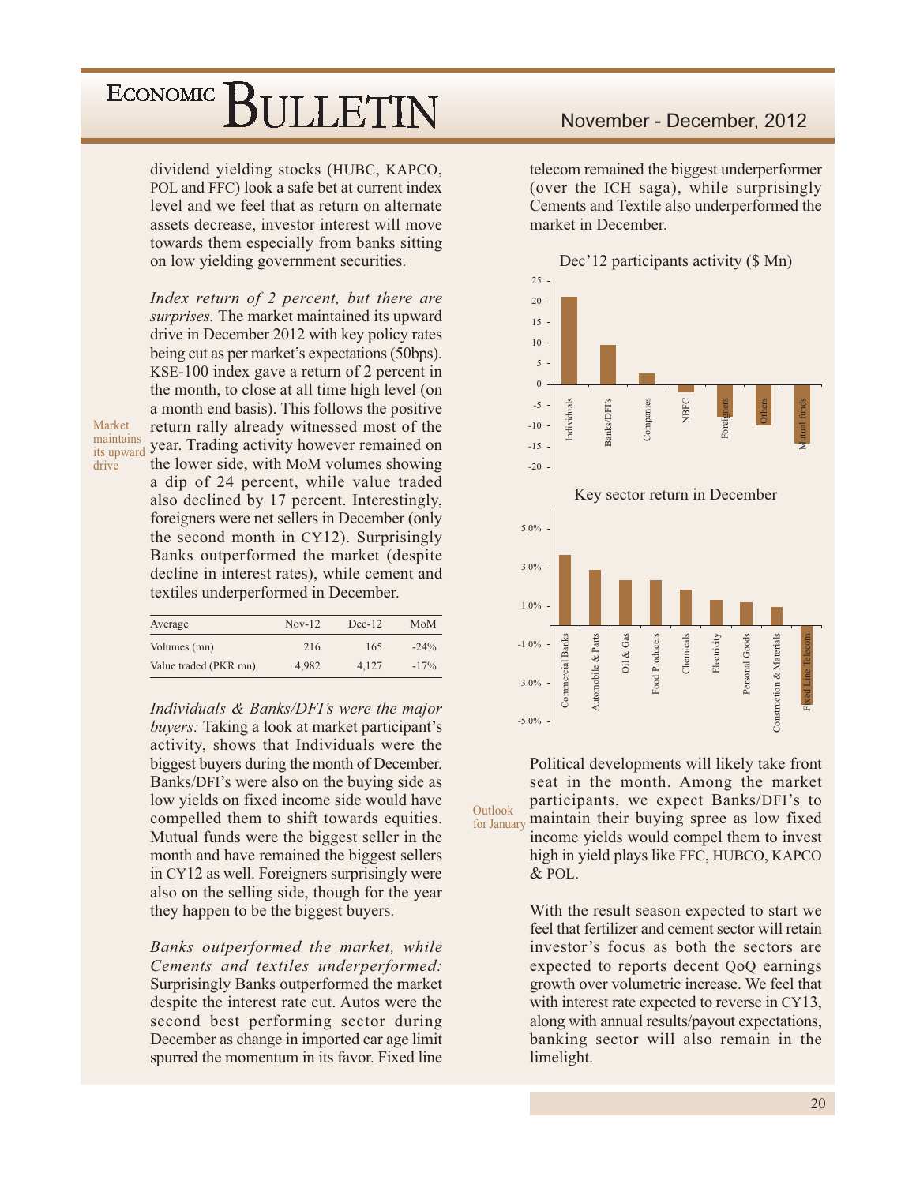dividend yielding stocks (HUBC, KAPCO, POL and FFC) look a safe bet at current index level and we feel that as return on alternate assets decrease, investor interest will move towards them especially from banks sitting on low yielding government securities.

Market maintains its upward drive

*Index return of 2 percent, but there are surprises.* The market maintained its upward drive in December 2012 with key policy rates being cut as per market's expectations (50bps). KSE-100 index gave a return of 2 percent in the month, to close at all time high level (on a month end basis). This follows the positive return rally already witnessed most of the year. Trading activity however remained on the lower side, with MoM volumes showing a dip of 24 percent, while value traded also declined by 17 percent. Interestingly, foreigners were net sellers in December (only the second month in CY12). Surprisingly Banks outperformed the market (despite decline in interest rates), while cement and textiles underperformed in December.

| Average | Nov-12 | Dec-12 | MoM |
|---|---|---|---|
| Volumes (mn) | 216 | 165 | -24% |
| Value traded (PKR mn) | 4,982 | 4,127 | -17% |

*Individuals & Banks/DFI's were the major buyers:* Taking a look at market participant's activity, shows that Individuals were the biggest buyers during the month of December. Banks/DFI's were also on the buying side as low yields on fixed income side would have compelled them to shift towards equities. Mutual funds were the biggest seller in the month and have remained the biggest sellers in CY12 as well. Foreigners surprisingly were also on the selling side, though for the year they happen to be the biggest buyers.

*Banks outperformed the market, while Cements and textiles underperformed:* Surprisingly Banks outperformed the market despite the interest rate cut. Autos were the second best performing sector during December as change in imported car age limit spurred the momentum in its favor. Fixed line telecom remained the biggest underperformer (over the ICH saga), while surprisingly Cements and Textile also underperformed the market in December.

Dec'12 participants activity ($ Mn)

Key sector return in December

Outlook for January

Political developments will likely take front seat in the month. Among the market participants, we expect Banks/DFI's to maintain their buying spree as low fixed income yields would compel them to invest high in yield plays like FFC, HUBCO, KAPCO & POL.

With the result season expected to start we feel that fertilizer and cement sector will retain investor's focus as both the sectors are expected to reports decent QoQ earnings growth over volumetric increase. We feel that with interest rate expected to reverse in CY13, along with annual results/payout expectations, banking sector will also remain in the limelight.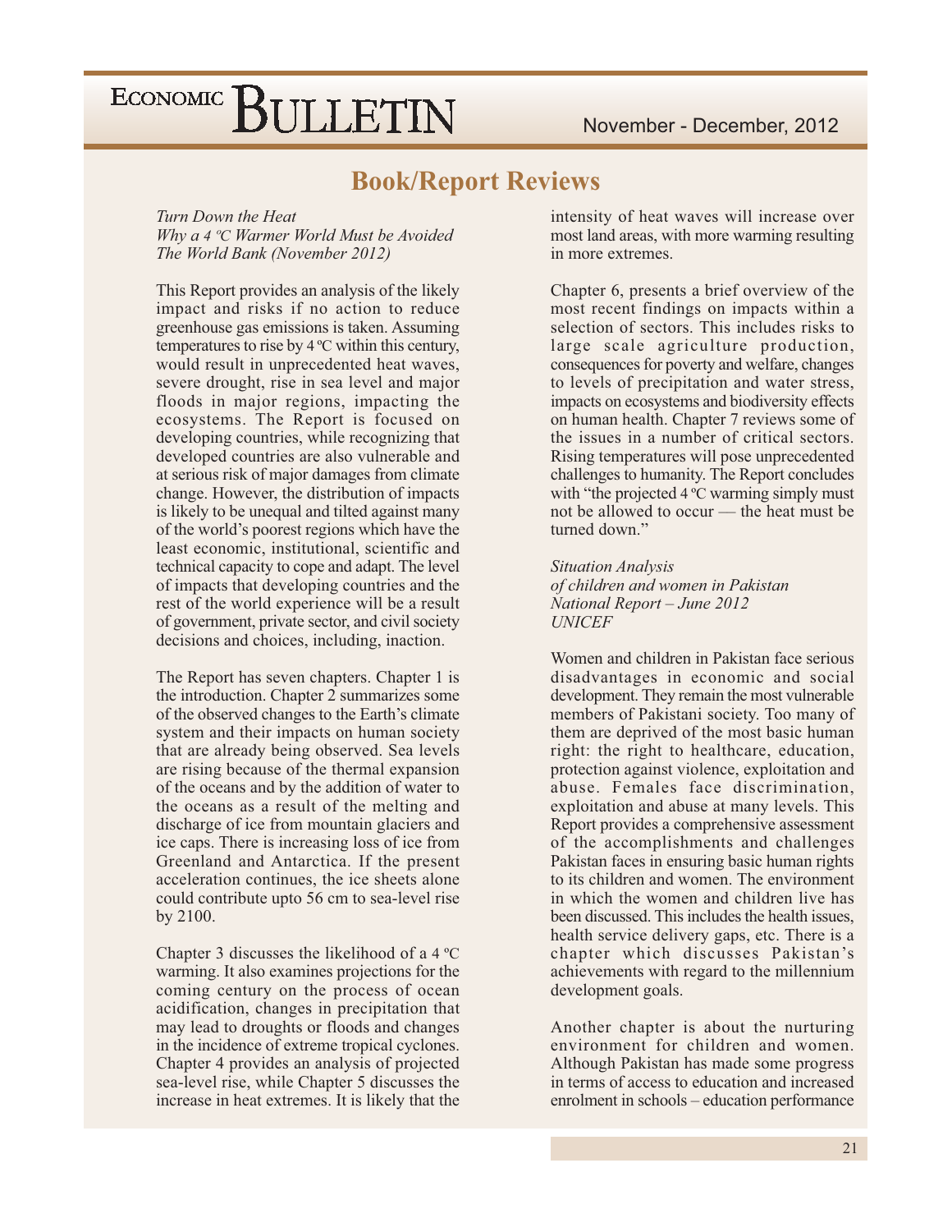## Book/Report Reviews

*Turn Down the Heat*
*Why a 4 ºC Warmer World Must be Avoided*
*The World Bank (November 2012)*

This Report provides an analysis of the likely impact and risks if no action to reduce greenhouse gas emissions is taken. Assuming temperatures to rise by 4 ºC within this century, would result in unprecedented heat waves, severe drought, rise in sea level and major floods in major regions, impacting the ecosystems. The Report is focused on developing countries, while recognizing that developed countries are also vulnerable and at serious risk of major damages from climate change. However, the distribution of impacts is likely to be unequal and tilted against many of the world's poorest regions which have the least economic, institutional, scientific and technical capacity to cope and adapt. The level of impacts that developing countries and the rest of the world experience will be a result of government, private sector, and civil society decisions and choices, including, inaction.

The Report has seven chapters. Chapter 1 is the introduction. Chapter 2 summarizes some of the observed changes to the Earth's climate system and their impacts on human society that are already being observed. Sea levels are rising because of the thermal expansion of the oceans and by the addition of water to the oceans as a result of the melting and discharge of ice from mountain glaciers and ice caps. There is increasing loss of ice from Greenland and Antarctica. If the present acceleration continues, the ice sheets alone could contribute upto 56 cm to sea-level rise by 2100.

Chapter 3 discusses the likelihood of a 4 ºC warming. It also examines projections for the coming century on the process of ocean acidification, changes in precipitation that may lead to droughts or floods and changes in the incidence of extreme tropical cyclones. Chapter 4 provides an analysis of projected sea-level rise, while Chapter 5 discusses the increase in heat extremes. It is likely that the intensity of heat waves will increase over most land areas, with more warming resulting in more extremes.

Chapter 6, presents a brief overview of the most recent findings on impacts within a selection of sectors. This includes risks to large scale agriculture production, consequences for poverty and welfare, changes to levels of precipitation and water stress, impacts on ecosystems and biodiversity effects on human health. Chapter 7 reviews some of the issues in a number of critical sectors. Rising temperatures will pose unprecedented challenges to humanity. The Report concludes with "the projected 4 ºC warming simply must not be allowed to occur — the heat must be turned down."

*Situation Analysis*
*of children and women in Pakistan*
*National Report – June 2012*
*UNICEF*

Women and children in Pakistan face serious disadvantages in economic and social development. They remain the most vulnerable members of Pakistani society. Too many of them are deprived of the most basic human right: the right to healthcare, education, protection against violence, exploitation and abuse. Females face discrimination, exploitation and abuse at many levels. This Report provides a comprehensive assessment of the accomplishments and challenges Pakistan faces in ensuring basic human rights to its children and women. The environment in which the women and children live has been discussed. This includes the health issues, health service delivery gaps, etc. There is a chapter which discusses Pakistan's achievements with regard to the millennium development goals.

Another chapter is about the nurturing environment for children and women. Although Pakistan has made some progress in terms of access to education and increased enrolment in schools – education performance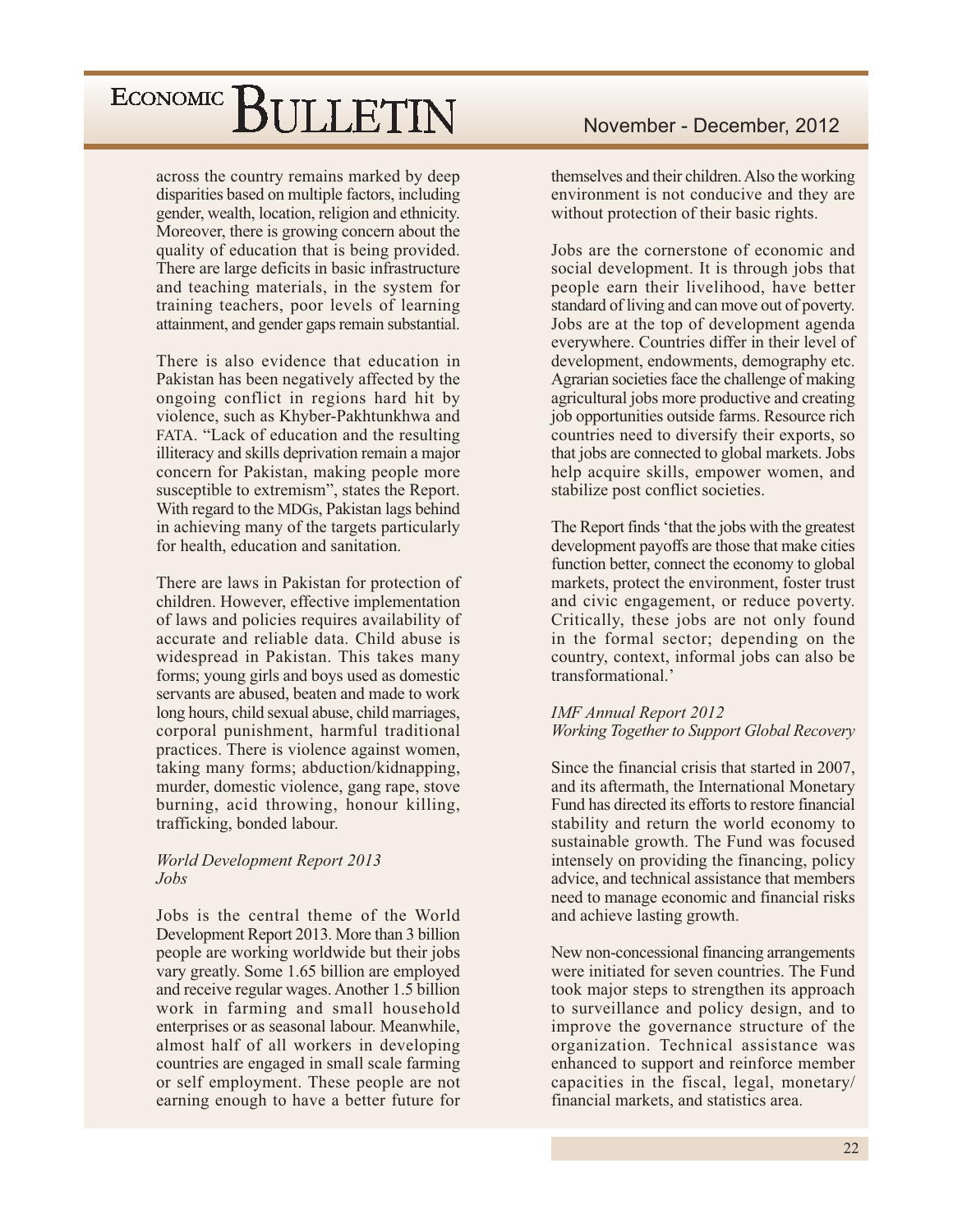across the country remains marked by deep disparities based on multiple factors, including gender, wealth, location, religion and ethnicity. Moreover, there is growing concern about the quality of education that is being provided. There are large deficits in basic infrastructure and teaching materials, in the system for training teachers, poor levels of learning attainment, and gender gaps remain substantial.

There is also evidence that education in Pakistan has been negatively affected by the ongoing conflict in regions hard hit by violence, such as Khyber-Pakhtunkhwa and FATA. "Lack of education and the resulting illiteracy and skills deprivation remain a major concern for Pakistan, making people more susceptible to extremism", states the Report. With regard to the MDGs, Pakistan lags behind in achieving many of the targets particularly for health, education and sanitation.

There are laws in Pakistan for protection of children. However, effective implementation of laws and policies requires availability of accurate and reliable data. Child abuse is widespread in Pakistan. This takes many forms; young girls and boys used as domestic servants are abused, beaten and made to work long hours, child sexual abuse, child marriages, corporal punishment, harmful traditional practices. There is violence against women, taking many forms; abduction/kidnapping, murder, domestic violence, gang rape, stove burning, acid throwing, honour killing, trafficking, bonded labour.

*World Development Report 2013*
*Jobs*

Jobs is the central theme of the World Development Report 2013. More than 3 billion people are working worldwide but their jobs vary greatly. Some 1.65 billion are employed and receive regular wages. Another 1.5 billion work in farming and small household enterprises or as seasonal labour. Meanwhile, almost half of all workers in developing countries are engaged in small scale farming or self employment. These people are not earning enough to have a better future for themselves and their children. Also the working environment is not conducive and they are without protection of their basic rights.

Jobs are the cornerstone of economic and social development. It is through jobs that people earn their livelihood, have better standard of living and can move out of poverty. Jobs are at the top of development agenda everywhere. Countries differ in their level of development, endowments, demography etc. Agrarian societies face the challenge of making agricultural jobs more productive and creating job opportunities outside farms. Resource rich countries need to diversify their exports, so that jobs are connected to global markets. Jobs help acquire skills, empower women, and stabilize post conflict societies.

The Report finds 'that the jobs with the greatest development payoffs are those that make cities function better, connect the economy to global markets, protect the environment, foster trust and civic engagement, or reduce poverty. Critically, these jobs are not only found in the formal sector; depending on the country, context, informal jobs can also be transformational.'

*IMF Annual Report 2012*
*Working Together to Support Global Recovery*

Since the financial crisis that started in 2007, and its aftermath, the International Monetary Fund has directed its efforts to restore financial stability and return the world economy to sustainable growth. The Fund was focused intensely on providing the financing, policy advice, and technical assistance that members need to manage economic and financial risks and achieve lasting growth.

New non-concessional financing arrangements were initiated for seven countries. The Fund took major steps to strengthen its approach to surveillance and policy design, and to improve the governance structure of the organization. Technical assistance was enhanced to support and reinforce member capacities in the fiscal, legal, monetary/ financial markets, and statistics area.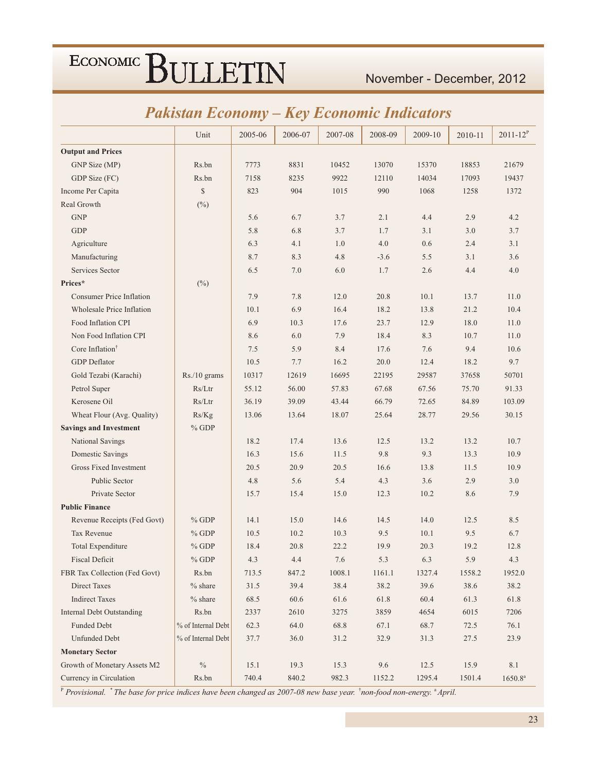## Pakistan Economy – Key Economic Indicators

| | Unit | 2005-06 | 2006-07 | 2007-08 | 2008-09 | 2009-10 | 2010-11 | 2011-12[P] |
|---|---|---|---|---|---|---|---|---|
| **Output and Prices** | | | | | | | | |
| GNP Size (MP) | Rs.bn | 7773 | 8831 | 10452 | 13070 | 15370 | 18853 | 21679 |
| GDP Size (FC) | Rs.bn | 7158 | 8235 | 9922 | 12110 | 14034 | 17093 | 19437 |
| Income Per Capita | $ | 823 | 904 | 1015 | 990 | 1068 | 1258 | 1372 |
| Real Growth | (%) | | | | | | | |
| GNP | | 5.6 | 6.7 | 3.7 | 2.1 | 4.4 | 2.9 | 4.2 |
| GDP | | 5.8 | 6.8 | 3.7 | 1.7 | 3.1 | 3.0 | 3.7 |
| Agriculture | | 6.3 | 4.1 | 1.0 | 4.0 | 0.6 | 2.4 | 3.1 |
| Manufacturing | | 8.7 | 8.3 | 4.8 | -3.6 | 5.5 | 3.1 | 3.6 |
| Services Sector | | 6.5 | 7.0 | 6.0 | 1.7 | 2.6 | 4.4 | 4.0 |
| **Prices*** | (%) | | | | | | | |
| Consumer Price Inflation | | 7.9 | 7.8 | 12.0 | 20.8 | 10.1 | 13.7 | 11.0 |
| Wholesale Price Inflation | | 10.1 | 6.9 | 16.4 | 18.2 | 13.8 | 21.2 | 10.4 |
| Food Inflation CPI | | 6.9 | 10.3 | 17.6 | 23.7 | 12.9 | 18.0 | 11.0 |
| Non Food Inflation CPI | | 8.6 | 6.0 | 7.9 | 18.4 | 8.3 | 10.7 | 11.0 |
| Core Inflation[†] | | 7.5 | 5.9 | 8.4 | 17.6 | 7.6 | 9.4 | 10.6 |
| GDP Deflator | | 10.5 | 7.7 | 16.2 | 20.0 | 12.4 | 18.2 | 9.7 |
| Gold Tezabi (Karachi) | Rs./10 grams | 10317 | 12619 | 16695 | 22195 | 29587 | 37658 | 50701 |
| Petrol Super | Rs/Ltr | 55.12 | 56.00 | 57.83 | 67.68 | 67.56 | 75.70 | 91.33 |
| Kerosene Oil | Rs/Ltr | 36.19 | 39.09 | 43.44 | 66.79 | 72.65 | 84.89 | 103.09 |
| Wheat Flour (Avg. Quality) | Rs/Kg | 13.06 | 13.64 | 18.07 | 25.64 | 28.77 | 29.56 | 30.15 |
| **Savings and Investment** | % GDP | | | | | | | |
| National Savings | | 18.2 | 17.4 | 13.6 | 12.5 | 13.2 | 13.2 | 10.7 |
| Domestic Savings | | 16.3 | 15.6 | 11.5 | 9.8 | 9.3 | 13.3 | 10.9 |
| Gross Fixed Investment | | 20.5 | 20.9 | 20.5 | 16.6 | 13.8 | 11.5 | 10.9 |
| Public Sector | | 4.8 | 5.6 | 5.4 | 4.3 | 3.6 | 2.9 | 3.0 |
| Private Sector | | 15.7 | 15.4 | 15.0 | 12.3 | 10.2 | 8.6 | 7.9 |
| **Public Finance** | | | | | | | | |
| Revenue Receipts (Fed Govt) | % GDP | 14.1 | 15.0 | 14.6 | 14.5 | 14.0 | 12.5 | 8.5 |
| Tax Revenue | % GDP | 10.5 | 10.2 | 10.3 | 9.5 | 10.1 | 9.5 | 6.7 |
| Total Expenditure | % GDP | 18.4 | 20.8 | 22.2 | 19.9 | 20.3 | 19.2 | 12.8 |
| Fiscal Deficit | % GDP | 4.3 | 4.4 | 7.6 | 5.3 | 6.3 | 5.9 | 4.3 |
| FBR Tax Collection (Fed Govt) | Rs.bn | 713.5 | 847.2 | 1008.1 | 1161.1 | 1327.4 | 1558.2 | 1952.0 |
| Direct Taxes | % share | 31.5 | 39.4 | 38.4 | 38.2 | 39.6 | 38.6 | 38.2 |
| Indirect Taxes | % share | 68.5 | 60.6 | 61.6 | 61.8 | 60.4 | 61.3 | 61.8 |
| Internal Debt Outstanding | Rs.bn | 2337 | 2610 | 3275 | 3859 | 4654 | 6015 | 7206 |
| Funded Debt | % of Internal Debt | 62.3 | 64.0 | 68.8 | 67.1 | 68.7 | 72.5 | 76.1 |
| Unfunded Debt | % of Internal Debt | 37.7 | 36.0 | 31.2 | 32.9 | 31.3 | 27.5 | 23.9 |
| **Monetary Sector** | | | | | | | | |
| Growth of Monetary Assets M2 | % | 15.1 | 19.3 | 15.3 | 9.6 | 12.5 | 15.9 | 8.1 |
| Currency in Circulation | Rs.bn | 740.4 | 840.2 | 982.3 | 1152.2 | 1295.4 | 1501.4 | 1650.8[a] |

[P] *Provisional.* [*] *The base for price indices have been changed as 2007-08 new base year.* [†]*non-food non-energy.* [a] *April.*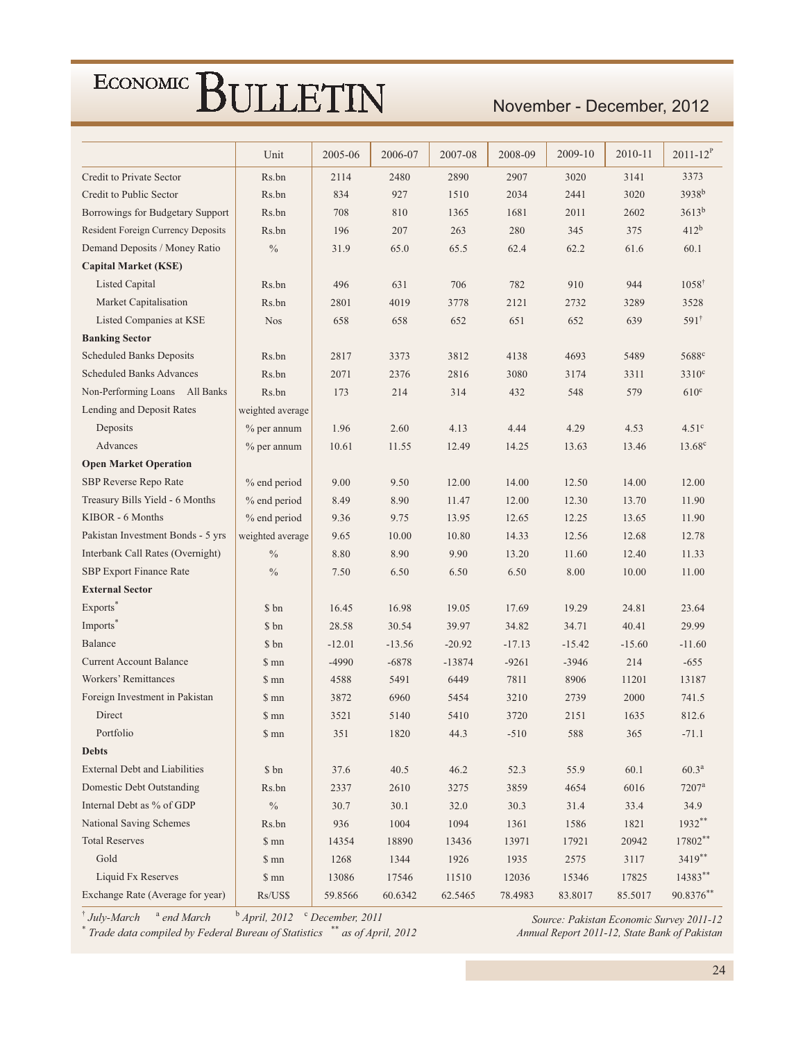| | Unit | 2005-06 | 2006-07 | 2007-08 | 2008-09 | 2009-10 | 2010-11 | 2011-12[P] |
|---|---|---|---|---|---|---|---|---|
| Credit to Private Sector | Rs.bn | 2114 | 2480 | 2890 | 2907 | 3020 | 3141 | 3373 |
| Credit to Public Sector | Rs.bn | 834 | 927 | 1510 | 2034 | 2441 | 3020 | 3938[b] |
| Borrowings for Budgetary Support | Rs.bn | 708 | 810 | 1365 | 1681 | 2011 | 2602 | 3613[b] |
| Resident Foreign Currency Deposits | Rs.bn | 196 | 207 | 263 | 280 | 345 | 375 | 412[b] |
| Demand Deposits / Money Ratio | % | 31.9 | 65.0 | 65.5 | 62.4 | 62.2 | 61.6 | 60.1 |
| **Capital Market (KSE)** | | | | | | | | |
| Listed Capital | Rs.bn | 496 | 631 | 706 | 782 | 910 | 944 | 1058[†] |
| Market Capitalisation | Rs.bn | 2801 | 4019 | 3778 | 2121 | 2732 | 3289 | 3528 |
| Listed Companies at KSE | Nos | 658 | 658 | 652 | 651 | 652 | 639 | 591[†] |
| **Banking Sector** | | | | | | | | |
| Scheduled Banks Deposits | Rs.bn | 2817 | 3373 | 3812 | 4138 | 4693 | 5489 | 5688[c] |
| Scheduled Banks Advances | Rs.bn | 2071 | 2376 | 2816 | 3080 | 3174 | 3311 | 3310[c] |
| Non-Performing Loans All Banks | Rs.bn | 173 | 214 | 314 | 432 | 548 | 579 | 610[c] |
| Lending and Deposit Rates | weighted average | | | | | | | |
| Deposits | % per annum | 1.96 | 2.60 | 4.13 | 4.44 | 4.29 | 4.53 | 4.51[c] |
| Advances | % per annum | 10.61 | 11.55 | 12.49 | 14.25 | 13.63 | 13.46 | 13.68[c] |
| **Open Market Operation** | | | | | | | | |
| SBP Reverse Repo Rate | % end period | 9.00 | 9.50 | 12.00 | 14.00 | 12.50 | 14.00 | 12.00 |
| Treasury Bills Yield - 6 Months | % end period | 8.49 | 8.90 | 11.47 | 12.00 | 12.30 | 13.70 | 11.90 |
| KIBOR - 6 Months | % end period | 9.36 | 9.75 | 13.95 | 12.65 | 12.25 | 13.65 | 11.90 |
| Pakistan Investment Bonds - 5 yrs | weighted average | 9.65 | 10.00 | 10.80 | 14.33 | 12.56 | 12.68 | 12.78 |
| Interbank Call Rates (Overnight) | % | 8.80 | 8.90 | 9.90 | 13.20 | 11.60 | 12.40 | 11.33 |
| SBP Export Finance Rate | % | 7.50 | 6.50 | 6.50 | 6.50 | 8.00 | 10.00 | 11.00 |
| **External Sector** | | | | | | | | |
| Exports* | $ bn | 16.45 | 16.98 | 19.05 | 17.69 | 19.29 | 24.81 | 23.64 |
| Imports* | $ bn | 28.58 | 30.54 | 39.97 | 34.82 | 34.71 | 40.41 | 29.99 |
| Balance | $ bn | -12.01 | -13.56 | -20.92 | -17.13 | -15.42 | -15.60 | -11.60 |
| Current Account Balance | $ mn | -4990 | -6878 | -13874 | -9261 | -3946 | 214 | -655 |
| Workers' Remittances | $ mn | 4588 | 5491 | 6449 | 7811 | 8906 | 11201 | 13187 |
| Foreign Investment in Pakistan | $ mn | 3872 | 6960 | 5454 | 3210 | 2739 | 2000 | 741.5 |
| Direct | $ mn | 3521 | 5140 | 5410 | 3720 | 2151 | 1635 | 812.6 |
| Portfolio | $ mn | 351 | 1820 | 44.3 | -510 | 588 | 365 | -71.1 |
| **Debts** | | | | | | | | |
| External Debt and Liabilities | $ bn | 37.6 | 40.5 | 46.2 | 52.3 | 55.9 | 60.1 | 60.3[a] |
| Domestic Debt Outstanding | Rs.bn | 2337 | 2610 | 3275 | 3859 | 4654 | 6016 | 7207[a] |
| Internal Debt as % of GDP | % | 30.7 | 30.1 | 32.0 | 30.3 | 31.4 | 33.4 | 34.9 |
| National Saving Schemes | Rs.bn | 936 | 1004 | 1094 | 1361 | 1586 | 1821 | 1932** |
| Total Reserves | $ mn | 14354 | 18890 | 13436 | 13971 | 17921 | 20942 | 17802** |
| Gold | $ mn | 1268 | 1344 | 1926 | 1935 | 2575 | 3117 | 3419** |
| Liquid Fx Reserves | $ mn | 13086 | 17546 | 11510 | 12036 | 15346 | 17825 | 14383** |
| Exchange Rate (Average for year) | Rs/US$ | 59.8566 | 60.6342 | 62.5465 | 78.4983 | 83.8017 | 85.5017 | 90.8376** |

*[†] July-March [a] end March [b] April, 2012 [c] December, 2011*
*\* Trade data compiled by Federal Bureau of Statistics \*\* as of April, 2012*

*Source: Pakistan Economic Survey 2011-12*
*Annual Report 2011-12, State Bank of Pakistan*